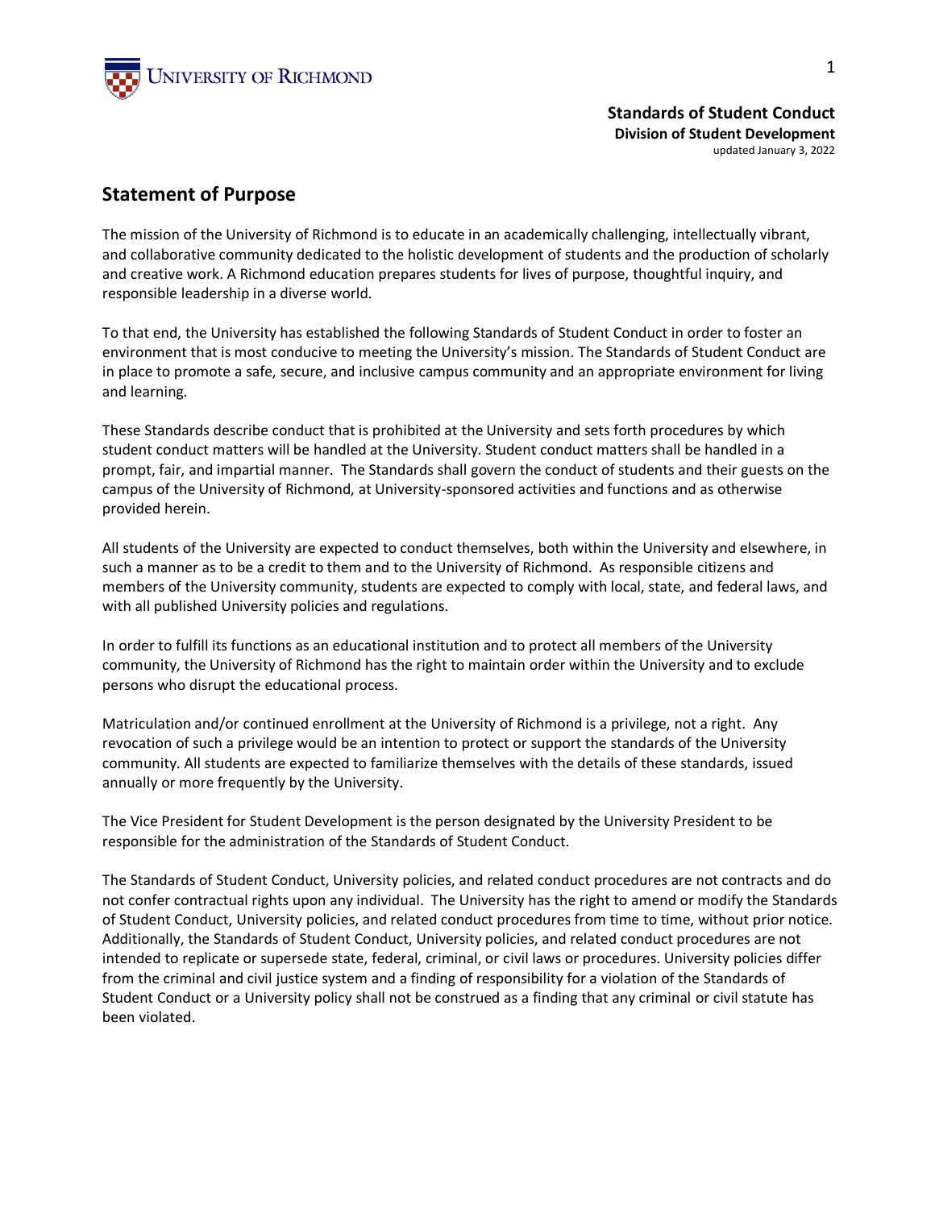University of Richmond

**Standards of Student Conduct**
**Division of Student Development**
updated January 3, 2022

## Statement of Purpose

The mission of the University of Richmond is to educate in an academically challenging, intellectually vibrant, and collaborative community dedicated to the holistic development of students and the production of scholarly and creative work. A Richmond education prepares students for lives of purpose, thoughtful inquiry, and responsible leadership in a diverse world.

To that end, the University has established the following Standards of Student Conduct in order to foster an environment that is most conducive to meeting the University's mission. The Standards of Student Conduct are in place to promote a safe, secure, and inclusive campus community and an appropriate environment for living and learning.

These Standards describe conduct that is prohibited at the University and sets forth procedures by which student conduct matters will be handled at the University. Student conduct matters shall be handled in a prompt, fair, and impartial manner. The Standards shall govern the conduct of students and their guests on the campus of the University of Richmond, at University-sponsored activities and functions and as otherwise provided herein.

All students of the University are expected to conduct themselves, both within the University and elsewhere, in such a manner as to be a credit to them and to the University of Richmond. As responsible citizens and members of the University community, students are expected to comply with local, state, and federal laws, and with all published University policies and regulations.

In order to fulfill its functions as an educational institution and to protect all members of the University community, the University of Richmond has the right to maintain order within the University and to exclude persons who disrupt the educational process.

Matriculation and/or continued enrollment at the University of Richmond is a privilege, not a right. Any revocation of such a privilege would be an intention to protect or support the standards of the University community. All students are expected to familiarize themselves with the details of these standards, issued annually or more frequently by the University.

The Vice President for Student Development is the person designated by the University President to be responsible for the administration of the Standards of Student Conduct.

The Standards of Student Conduct, University policies, and related conduct procedures are not contracts and do not confer contractual rights upon any individual. The University has the right to amend or modify the Standards of Student Conduct, University policies, and related conduct procedures from time to time, without prior notice. Additionally, the Standards of Student Conduct, University policies, and related conduct procedures are not intended to replicate or supersede state, federal, criminal, or civil laws or procedures. University policies differ from the criminal and civil justice system and a finding of responsibility for a violation of the Standards of Student Conduct or a University policy shall not be construed as a finding that any criminal or civil statute has been violated.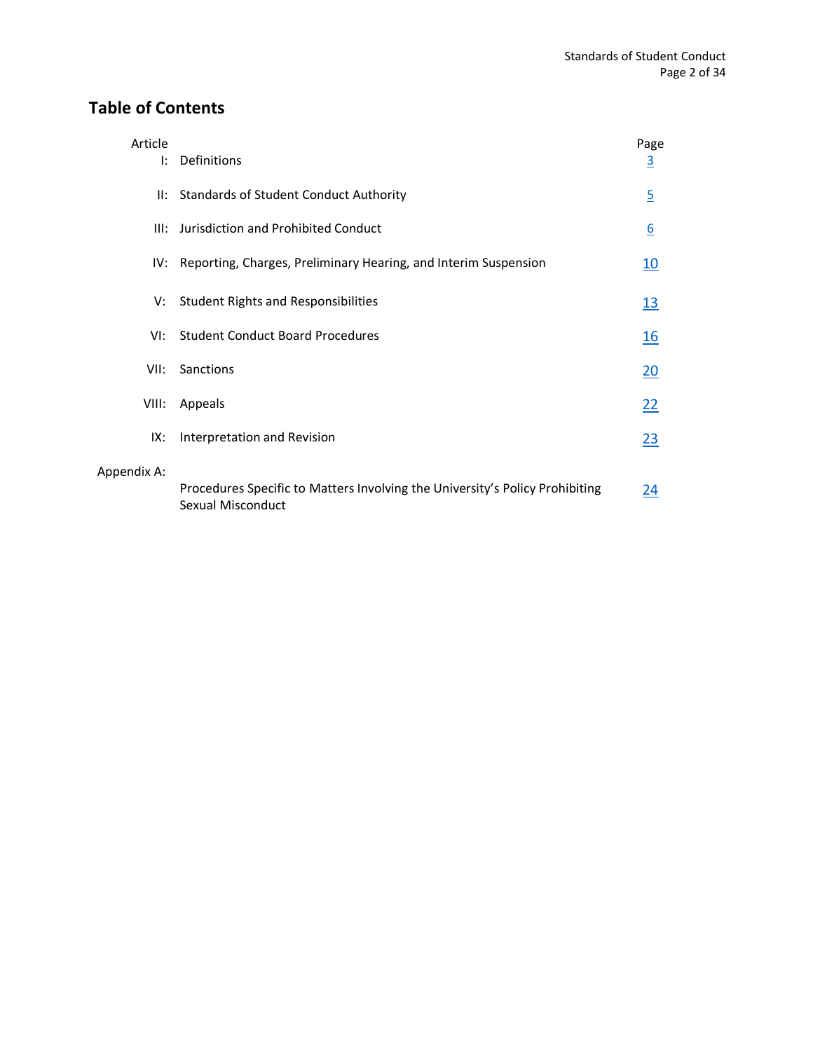## Table of Contents

| Article | | Page |
|---|---|---|
| I: | Definitions | 3 |
| II: | Standards of Student Conduct Authority | 5 |
| III: | Jurisdiction and Prohibited Conduct | 6 |
| IV: | Reporting, Charges, Preliminary Hearing, and Interim Suspension | 10 |
| V: | Student Rights and Responsibilities | 13 |
| VI: | Student Conduct Board Procedures | 16 |
| VII: | Sanctions | 20 |
| VIII: | Appeals | 22 |
| IX: | Interpretation and Revision | 23 |
| Appendix A: | Procedures Specific to Matters Involving the University's Policy Prohibiting Sexual Misconduct | 24 |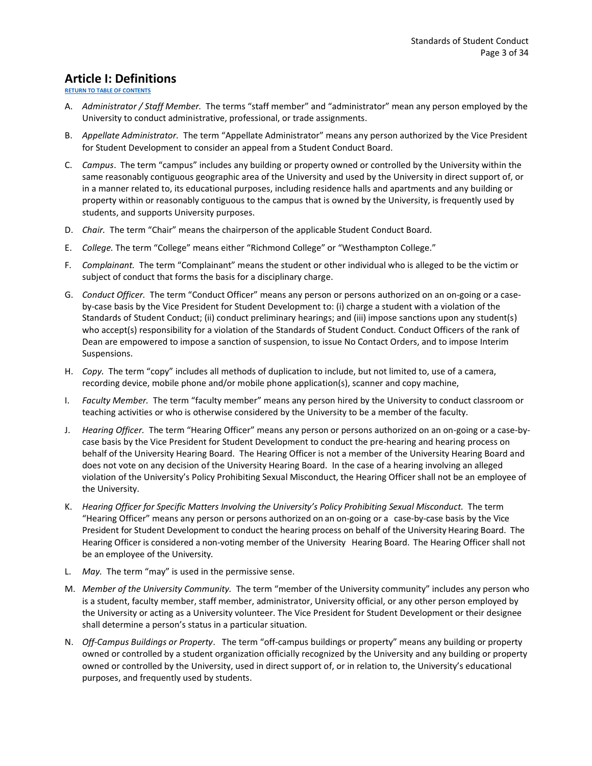# Article I: Definitions

RETURN TO TABLE OF CONTENTS

A. *Administrator / Staff Member.* The terms "staff member" and "administrator" mean any person employed by the University to conduct administrative, professional, or trade assignments.

B. *Appellate Administrator.* The term "Appellate Administrator" means any person authorized by the Vice President for Student Development to consider an appeal from a Student Conduct Board.

C. *Campus*. The term "campus" includes any building or property owned or controlled by the University within the same reasonably contiguous geographic area of the University and used by the University in direct support of, or in a manner related to, its educational purposes, including residence halls and apartments and any building or property within or reasonably contiguous to the campus that is owned by the University, is frequently used by students, and supports University purposes.

D. *Chair.* The term "Chair" means the chairperson of the applicable Student Conduct Board.

E. *College.* The term "College" means either "Richmond College" or "Westhampton College."

F. *Complainant.* The term "Complainant" means the student or other individual who is alleged to be the victim or subject of conduct that forms the basis for a disciplinary charge.

G. *Conduct Officer.* The term "Conduct Officer" means any person or persons authorized on an on-going or a case-by-case basis by the Vice President for Student Development to: (i) charge a student with a violation of the Standards of Student Conduct; (ii) conduct preliminary hearings; and (iii) impose sanctions upon any student(s) who accept(s) responsibility for a violation of the Standards of Student Conduct. Conduct Officers of the rank of Dean are empowered to impose a sanction of suspension, to issue No Contact Orders, and to impose Interim Suspensions.

H. *Copy.* The term "copy" includes all methods of duplication to include, but not limited to, use of a camera, recording device, mobile phone and/or mobile phone application(s), scanner and copy machine,

I. *Faculty Member.* The term "faculty member" means any person hired by the University to conduct classroom or teaching activities or who is otherwise considered by the University to be a member of the faculty.

J. *Hearing Officer.* The term "Hearing Officer" means any person or persons authorized on an on-going or a case-by-case basis by the Vice President for Student Development to conduct the pre-hearing and hearing process on behalf of the University Hearing Board. The Hearing Officer is not a member of the University Hearing Board and does not vote on any decision of the University Hearing Board. In the case of a hearing involving an alleged violation of the University's Policy Prohibiting Sexual Misconduct, the Hearing Officer shall not be an employee of the University.

K. *Hearing Officer for Specific Matters Involving the University's Policy Prohibiting Sexual Misconduct.* The term "Hearing Officer" means any person or persons authorized on an on-going or a case-by-case basis by the Vice President for Student Development to conduct the hearing process on behalf of the University Hearing Board. The Hearing Officer is considered a non-voting member of the University Hearing Board. The Hearing Officer shall not be an employee of the University.

L. *May.* The term "may" is used in the permissive sense.

M. *Member of the University Community.* The term "member of the University community" includes any person who is a student, faculty member, staff member, administrator, University official, or any other person employed by the University or acting as a University volunteer. The Vice President for Student Development or their designee shall determine a person's status in a particular situation.

N. *Off-Campus Buildings or Property*. The term "off-campus buildings or property" means any building or property owned or controlled by a student organization officially recognized by the University and any building or property owned or controlled by the University, used in direct support of, or in relation to, the University's educational purposes, and frequently used by students.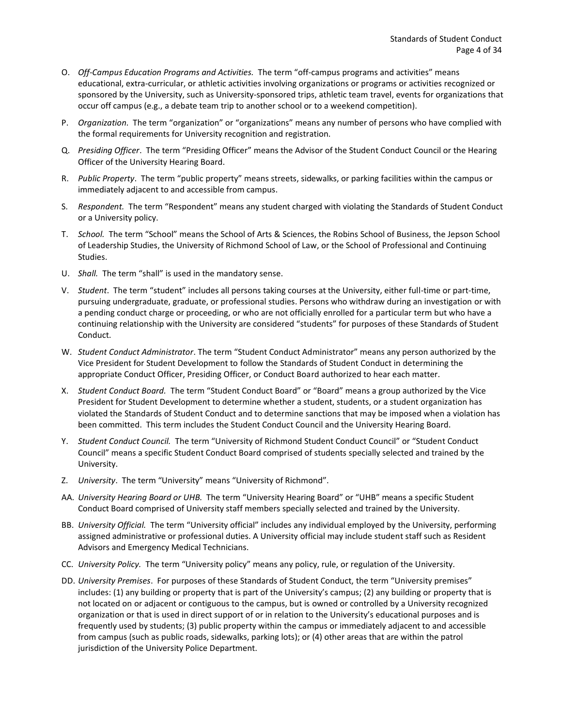O. *Off-Campus Education Programs and Activities.* The term "off-campus programs and activities" means educational, extra-curricular, or athletic activities involving organizations or programs or activities recognized or sponsored by the University, such as University-sponsored trips, athletic team travel, events for organizations that occur off campus (e.g., a debate team trip to another school or to a weekend competition).

P. *Organization.* The term "organization" or "organizations" means any number of persons who have complied with the formal requirements for University recognition and registration.

Q. *Presiding Officer*. The term "Presiding Officer" means the Advisor of the Student Conduct Council or the Hearing Officer of the University Hearing Board.

R. *Public Property*. The term "public property" means streets, sidewalks, or parking facilities within the campus or immediately adjacent to and accessible from campus.

S. *Respondent.* The term "Respondent" means any student charged with violating the Standards of Student Conduct or a University policy.

T. *School.* The term "School" means the School of Arts & Sciences, the Robins School of Business, the Jepson School of Leadership Studies, the University of Richmond School of Law, or the School of Professional and Continuing Studies.

U. *Shall.* The term "shall" is used in the mandatory sense.

V. *Student*. The term "student" includes all persons taking courses at the University, either full-time or part-time, pursuing undergraduate, graduate, or professional studies. Persons who withdraw during an investigation or with a pending conduct charge or proceeding, or who are not officially enrolled for a particular term but who have a continuing relationship with the University are considered "students" for purposes of these Standards of Student Conduct.

W. *Student Conduct Administrator*. The term "Student Conduct Administrator" means any person authorized by the Vice President for Student Development to follow the Standards of Student Conduct in determining the appropriate Conduct Officer, Presiding Officer, or Conduct Board authorized to hear each matter.

X. *Student Conduct Board.* The term "Student Conduct Board" or "Board" means a group authorized by the Vice President for Student Development to determine whether a student, students, or a student organization has violated the Standards of Student Conduct and to determine sanctions that may be imposed when a violation has been committed. This term includes the Student Conduct Council and the University Hearing Board.

Y. *Student Conduct Council.* The term "University of Richmond Student Conduct Council" or "Student Conduct Council" means a specific Student Conduct Board comprised of students specially selected and trained by the University.

Z. *University*. The term "University" means "University of Richmond".

AA. *University Hearing Board or UHB.* The term "University Hearing Board" or "UHB" means a specific Student Conduct Board comprised of University staff members specially selected and trained by the University.

BB. *University Official.* The term "University official" includes any individual employed by the University, performing assigned administrative or professional duties. A University official may include student staff such as Resident Advisors and Emergency Medical Technicians.

CC. *University Policy.* The term "University policy" means any policy, rule, or regulation of the University.

DD. *University Premises*. For purposes of these Standards of Student Conduct, the term "University premises" includes: (1) any building or property that is part of the University's campus; (2) any building or property that is not located on or adjacent or contiguous to the campus, but is owned or controlled by a University recognized organization or that is used in direct support of or in relation to the University's educational purposes and is frequently used by students; (3) public property within the campus or immediately adjacent to and accessible from campus (such as public roads, sidewalks, parking lots); or (4) other areas that are within the patrol jurisdiction of the University Police Department.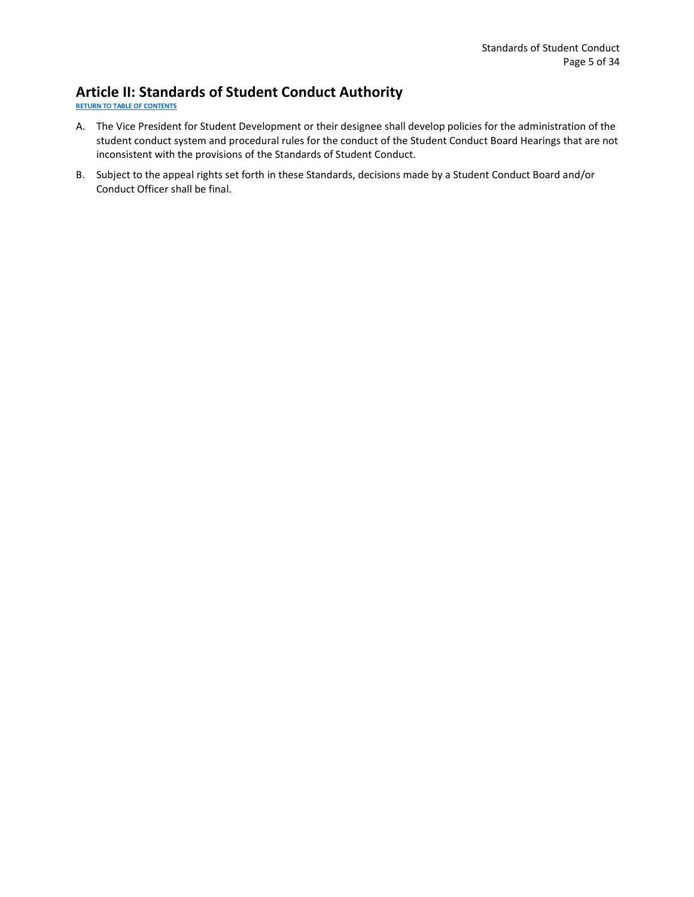## Article II: Standards of Student Conduct Authority

RETURN TO TABLE OF CONTENTS

A. The Vice President for Student Development or their designee shall develop policies for the administration of the student conduct system and procedural rules for the conduct of the Student Conduct Board Hearings that are not inconsistent with the provisions of the Standards of Student Conduct.

B. Subject to the appeal rights set forth in these Standards, decisions made by a Student Conduct Board and/or Conduct Officer shall be final.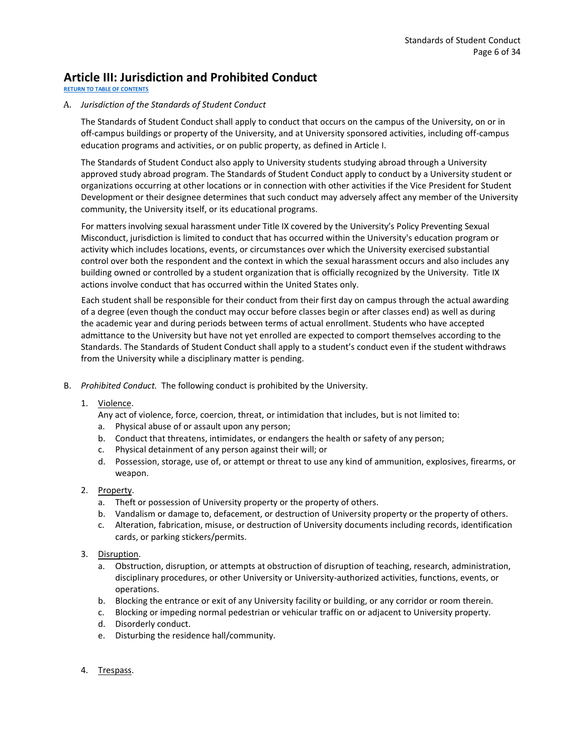# Article III: Jurisdiction and Prohibited Conduct

RETURN TO TABLE OF CONTENTS

A. *Jurisdiction of the Standards of Student Conduct*

The Standards of Student Conduct shall apply to conduct that occurs on the campus of the University, on or in off-campus buildings or property of the University, and at University sponsored activities, including off-campus education programs and activities, or on public property, as defined in Article I.

The Standards of Student Conduct also apply to University students studying abroad through a University approved study abroad program. The Standards of Student Conduct apply to conduct by a University student or organizations occurring at other locations or in connection with other activities if the Vice President for Student Development or their designee determines that such conduct may adversely affect any member of the University community, the University itself, or its educational programs.

For matters involving sexual harassment under Title IX covered by the University's Policy Preventing Sexual Misconduct, jurisdiction is limited to conduct that has occurred within the University's education program or activity which includes locations, events, or circumstances over which the University exercised substantial control over both the respondent and the context in which the sexual harassment occurs and also includes any building owned or controlled by a student organization that is officially recognized by the University. Title IX actions involve conduct that has occurred within the United States only.

Each student shall be responsible for their conduct from their first day on campus through the actual awarding of a degree (even though the conduct may occur before classes begin or after classes end) as well as during the academic year and during periods between terms of actual enrollment. Students who have accepted admittance to the University but have not yet enrolled are expected to comport themselves according to the Standards. The Standards of Student Conduct shall apply to a student's conduct even if the student withdraws from the University while a disciplinary matter is pending.

B. *Prohibited Conduct.* The following conduct is prohibited by the University.

1. Violence.
   Any act of violence, force, coercion, threat, or intimidation that includes, but is not limited to:
   a. Physical abuse of or assault upon any person;
   b. Conduct that threatens, intimidates, or endangers the health or safety of any person;
   c. Physical detainment of any person against their will; or
   d. Possession, storage, use of, or attempt or threat to use any kind of ammunition, explosives, firearms, or weapon.

2. Property.
   a. Theft or possession of University property or the property of others.
   b. Vandalism or damage to, defacement, or destruction of University property or the property of others.
   c. Alteration, fabrication, misuse, or destruction of University documents including records, identification cards, or parking stickers/permits.

3. Disruption.
   a. Obstruction, disruption, or attempts at obstruction of disruption of teaching, research, administration, disciplinary procedures, or other University or University-authorized activities, functions, events, or operations.
   b. Blocking the entrance or exit of any University facility or building, or any corridor or room therein.
   c. Blocking or impeding normal pedestrian or vehicular traffic on or adjacent to University property.
   d. Disorderly conduct.
   e. Disturbing the residence hall/community.

4. Trespass.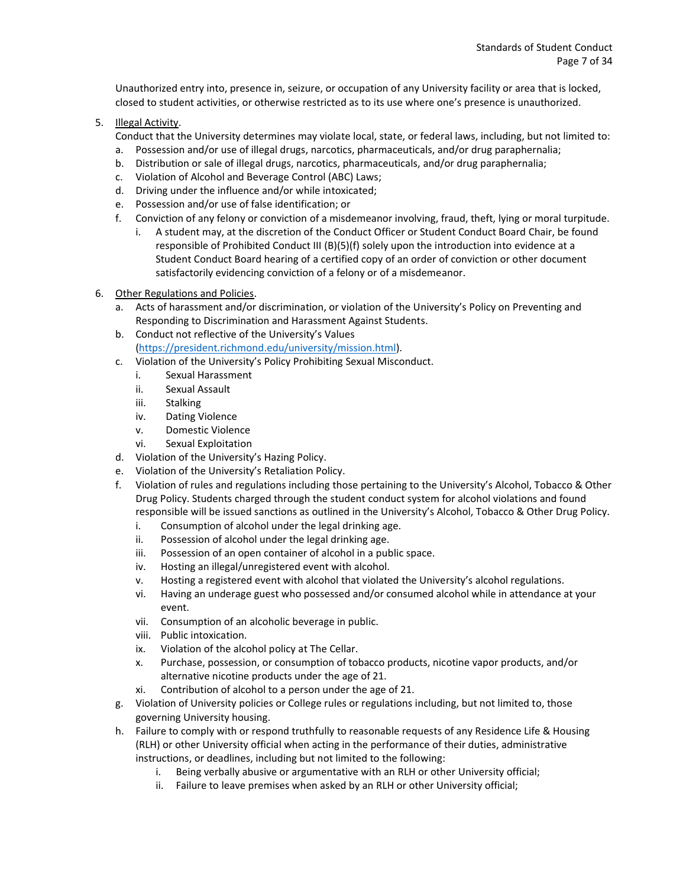Unauthorized entry into, presence in, seizure, or occupation of any University facility or area that is locked, closed to student activities, or otherwise restricted as to its use where one's presence is unauthorized.

5. Illegal Activity.
   Conduct that the University determines may violate local, state, or federal laws, including, but not limited to:
   a. Possession and/or use of illegal drugs, narcotics, pharmaceuticals, and/or drug paraphernalia;
   b. Distribution or sale of illegal drugs, narcotics, pharmaceuticals, and/or drug paraphernalia;
   c. Violation of Alcohol and Beverage Control (ABC) Laws;
   d. Driving under the influence and/or while intoxicated;
   e. Possession and/or use of false identification; or
   f. Conviction of any felony or conviction of a misdemeanor involving, fraud, theft, lying or moral turpitude.
      i. A student may, at the discretion of the Conduct Officer or Student Conduct Board Chair, be found responsible of Prohibited Conduct III (B)(5)(f) solely upon the introduction into evidence at a Student Conduct Board hearing of a certified copy of an order of conviction or other document satisfactorily evidencing conviction of a felony or of a misdemeanor.

6. Other Regulations and Policies.
   a. Acts of harassment and/or discrimination, or violation of the University's Policy on Preventing and Responding to Discrimination and Harassment Against Students.
   b. Conduct not reflective of the University's Values (https://president.richmond.edu/university/mission.html).
   c. Violation of the University's Policy Prohibiting Sexual Misconduct.
      i. Sexual Harassment
      ii. Sexual Assault
      iii. Stalking
      iv. Dating Violence
      v. Domestic Violence
      vi. Sexual Exploitation
   d. Violation of the University's Hazing Policy.
   e. Violation of the University's Retaliation Policy.
   f. Violation of rules and regulations including those pertaining to the University's Alcohol, Tobacco & Other Drug Policy. Students charged through the student conduct system for alcohol violations and found responsible will be issued sanctions as outlined in the University's Alcohol, Tobacco & Other Drug Policy.
      i. Consumption of alcohol under the legal drinking age.
      ii. Possession of alcohol under the legal drinking age.
      iii. Possession of an open container of alcohol in a public space.
      iv. Hosting an illegal/unregistered event with alcohol.
      v. Hosting a registered event with alcohol that violated the University's alcohol regulations.
      vi. Having an underage guest who possessed and/or consumed alcohol while in attendance at your event.
      vii. Consumption of an alcoholic beverage in public.
      viii. Public intoxication.
      ix. Violation of the alcohol policy at The Cellar.
      x. Purchase, possession, or consumption of tobacco products, nicotine vapor products, and/or alternative nicotine products under the age of 21.
      xi. Contribution of alcohol to a person under the age of 21.
   g. Violation of University policies or College rules or regulations including, but not limited to, those governing University housing.
   h. Failure to comply with or respond truthfully to reasonable requests of any Residence Life & Housing (RLH) or other University official when acting in the performance of their duties, administrative instructions, or deadlines, including but not limited to the following:
      i. Being verbally abusive or argumentative with an RLH or other University official;
      ii. Failure to leave premises when asked by an RLH or other University official;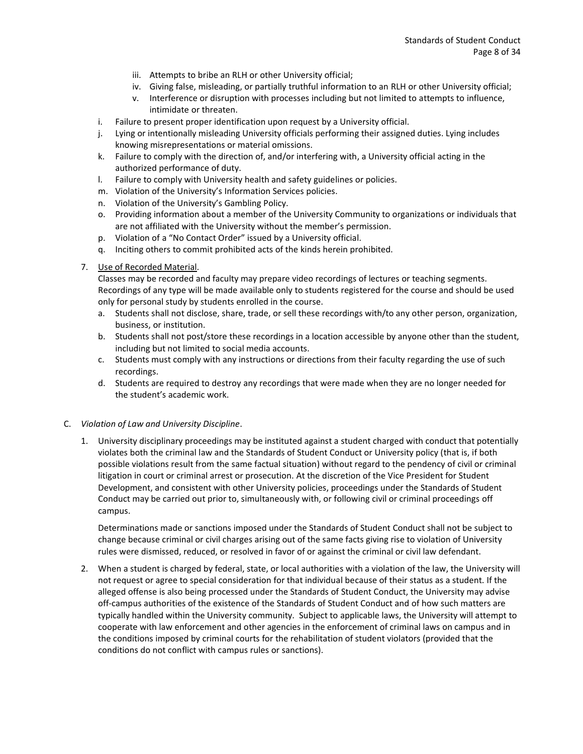iii. Attempts to bribe an RLH or other University official;
      iv. Giving false, misleading, or partially truthful information to an RLH or other University official;
      v. Interference or disruption with processes including but not limited to attempts to influence, intimidate or threaten.

   i. Failure to present proper identification upon request by a University official.
   j. Lying or intentionally misleading University officials performing their assigned duties. Lying includes knowing misrepresentations or material omissions.
   k. Failure to comply with the direction of, and/or interfering with, a University official acting in the authorized performance of duty.
   l. Failure to comply with University health and safety guidelines or policies.
   m. Violation of the University's Information Services policies.
   n. Violation of the University's Gambling Policy.
   o. Providing information about a member of the University Community to organizations or individuals that are not affiliated with the University without the member's permission.
   p. Violation of a "No Contact Order" issued by a University official.
   q. Inciting others to commit prohibited acts of the kinds herein prohibited.

7. <u>Use of Recorded Material</u>.
   Classes may be recorded and faculty may prepare video recordings of lectures or teaching segments. Recordings of any type will be made available only to students registered for the course and should be used only for personal study by students enrolled in the course.
   a. Students shall not disclose, share, trade, or sell these recordings with/to any other person, organization, business, or institution.
   b. Students shall not post/store these recordings in a location accessible by anyone other than the student, including but not limited to social media accounts.
   c. Students must comply with any instructions or directions from their faculty regarding the use of such recordings.
   d. Students are required to destroy any recordings that were made when they are no longer needed for the student's academic work.

C. *Violation of Law and University Discipline*.

1. University disciplinary proceedings may be instituted against a student charged with conduct that potentially violates both the criminal law and the Standards of Student Conduct or University policy (that is, if both possible violations result from the same factual situation) without regard to the pendency of civil or criminal litigation in court or criminal arrest or prosecution. At the discretion of the Vice President for Student Development, and consistent with other University policies, proceedings under the Standards of Student Conduct may be carried out prior to, simultaneously with, or following civil or criminal proceedings off campus.

   Determinations made or sanctions imposed under the Standards of Student Conduct shall not be subject to change because criminal or civil charges arising out of the same facts giving rise to violation of University rules were dismissed, reduced, or resolved in favor of or against the criminal or civil law defendant.

2. When a student is charged by federal, state, or local authorities with a violation of the law, the University will not request or agree to special consideration for that individual because of their status as a student. If the alleged offense is also being processed under the Standards of Student Conduct, the University may advise off-campus authorities of the existence of the Standards of Student Conduct and of how such matters are typically handled within the University community. Subject to applicable laws, the University will attempt to cooperate with law enforcement and other agencies in the enforcement of criminal laws on campus and in the conditions imposed by criminal courts for the rehabilitation of student violators (provided that the conditions do not conflict with campus rules or sanctions).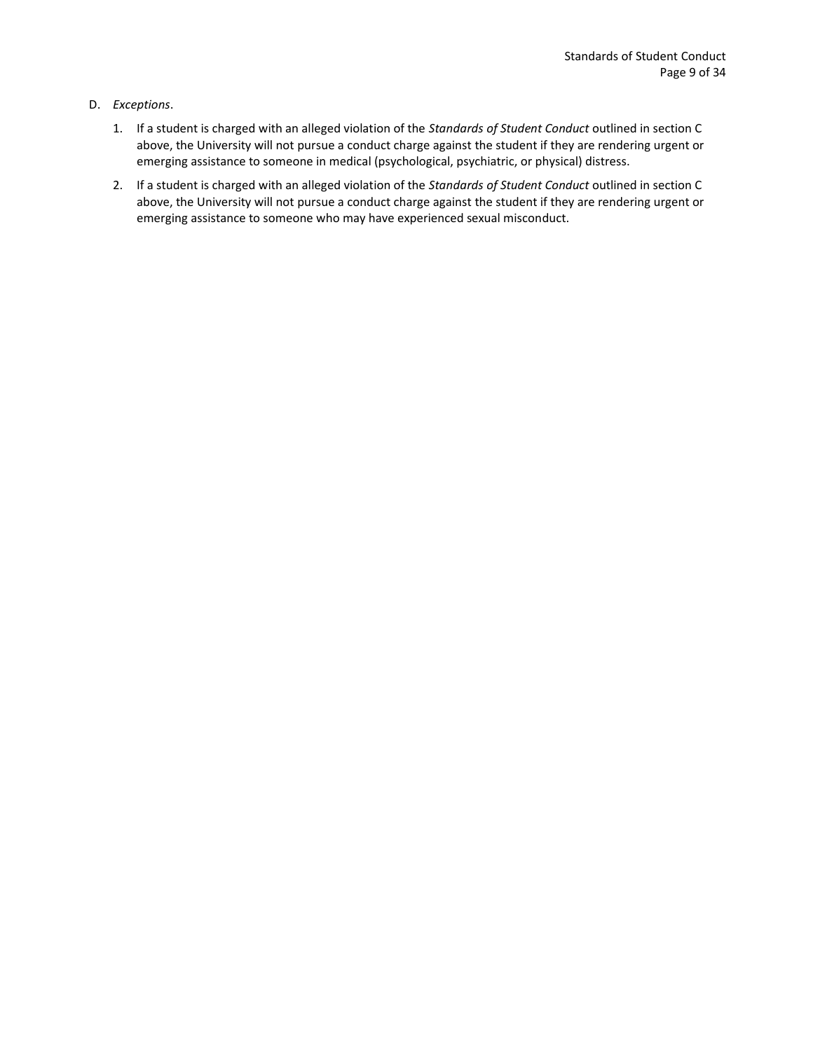D. *Exceptions*.

1. If a student is charged with an alleged violation of the *Standards of Student Conduct* outlined in section C above, the University will not pursue a conduct charge against the student if they are rendering urgent or emerging assistance to someone in medical (psychological, psychiatric, or physical) distress.

2. If a student is charged with an alleged violation of the *Standards of Student Conduct* outlined in section C above, the University will not pursue a conduct charge against the student if they are rendering urgent or emerging assistance to someone who may have experienced sexual misconduct.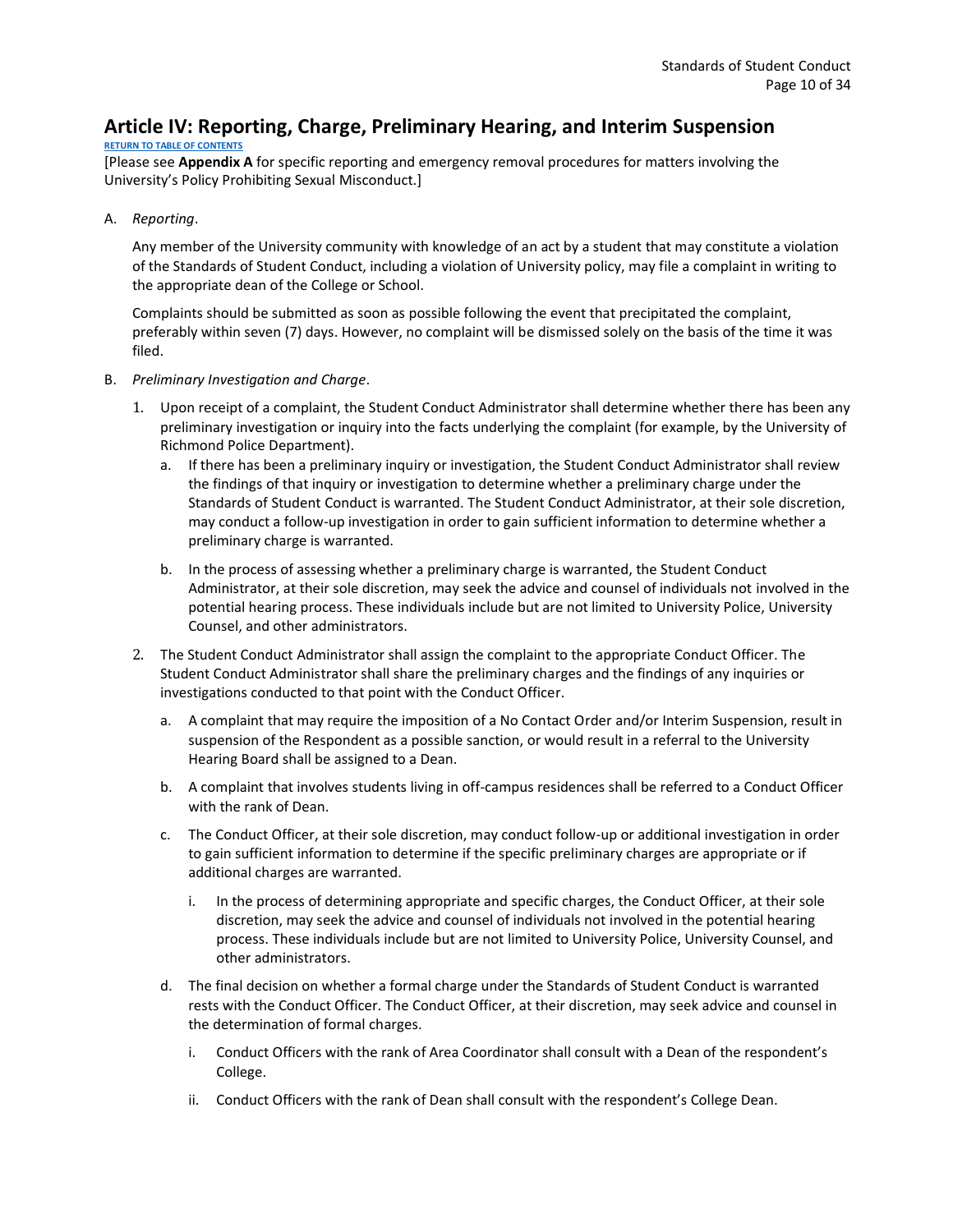# Article IV: Reporting, Charge, Preliminary Hearing, and Interim Suspension

RETURN TO TABLE OF CONTENTS

[Please see **Appendix A** for specific reporting and emergency removal procedures for matters involving the University's Policy Prohibiting Sexual Misconduct.]

A. *Reporting*.

Any member of the University community with knowledge of an act by a student that may constitute a violation of the Standards of Student Conduct, including a violation of University policy, may file a complaint in writing to the appropriate dean of the College or School.

Complaints should be submitted as soon as possible following the event that precipitated the complaint, preferably within seven (7) days. However, no complaint will be dismissed solely on the basis of the time it was filed.

B. *Preliminary Investigation and Charge*.

1. Upon receipt of a complaint, the Student Conduct Administrator shall determine whether there has been any preliminary investigation or inquiry into the facts underlying the complaint (for example, by the University of Richmond Police Department).
   a. If there has been a preliminary inquiry or investigation, the Student Conduct Administrator shall review the findings of that inquiry or investigation to determine whether a preliminary charge under the Standards of Student Conduct is warranted. The Student Conduct Administrator, at their sole discretion, may conduct a follow-up investigation in order to gain sufficient information to determine whether a preliminary charge is warranted.
   b. In the process of assessing whether a preliminary charge is warranted, the Student Conduct Administrator, at their sole discretion, may seek the advice and counsel of individuals not involved in the potential hearing process. These individuals include but are not limited to University Police, University Counsel, and other administrators.
2. The Student Conduct Administrator shall assign the complaint to the appropriate Conduct Officer. The Student Conduct Administrator shall share the preliminary charges and the findings of any inquiries or investigations conducted to that point with the Conduct Officer.
   a. A complaint that may require the imposition of a No Contact Order and/or Interim Suspension, result in suspension of the Respondent as a possible sanction, or would result in a referral to the University Hearing Board shall be assigned to a Dean.
   b. A complaint that involves students living in off-campus residences shall be referred to a Conduct Officer with the rank of Dean.
   c. The Conduct Officer, at their sole discretion, may conduct follow-up or additional investigation in order to gain sufficient information to determine if the specific preliminary charges are appropriate or if additional charges are warranted.
      i. In the process of determining appropriate and specific charges, the Conduct Officer, at their sole discretion, may seek the advice and counsel of individuals not involved in the potential hearing process. These individuals include but are not limited to University Police, University Counsel, and other administrators.
   d. The final decision on whether a formal charge under the Standards of Student Conduct is warranted rests with the Conduct Officer. The Conduct Officer, at their discretion, may seek advice and counsel in the determination of formal charges.
      i. Conduct Officers with the rank of Area Coordinator shall consult with a Dean of the respondent's College.
      ii. Conduct Officers with the rank of Dean shall consult with the respondent's College Dean.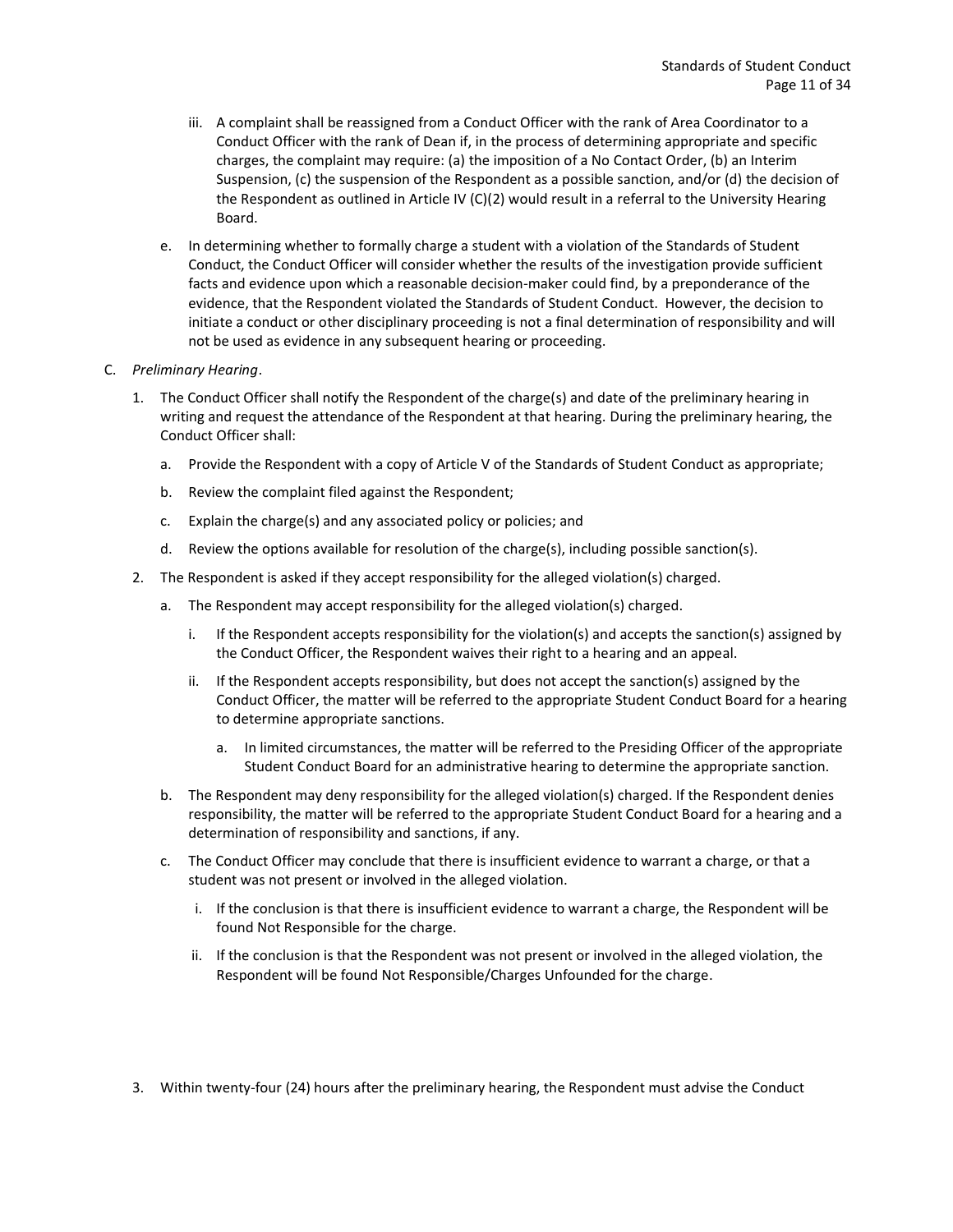iii. A complaint shall be reassigned from a Conduct Officer with the rank of Area Coordinator to a Conduct Officer with the rank of Dean if, in the process of determining appropriate and specific charges, the complaint may require: (a) the imposition of a No Contact Order, (b) an Interim Suspension, (c) the suspension of the Respondent as a possible sanction, and/or (d) the decision of the Respondent as outlined in Article IV (C)(2) would result in a referral to the University Hearing Board.

e. In determining whether to formally charge a student with a violation of the Standards of Student Conduct, the Conduct Officer will consider whether the results of the investigation provide sufficient facts and evidence upon which a reasonable decision-maker could find, by a preponderance of the evidence, that the Respondent violated the Standards of Student Conduct. However, the decision to initiate a conduct or other disciplinary proceeding is not a final determination of responsibility and will not be used as evidence in any subsequent hearing or proceeding.

C. *Preliminary Hearing*.

1. The Conduct Officer shall notify the Respondent of the charge(s) and date of the preliminary hearing in writing and request the attendance of the Respondent at that hearing. During the preliminary hearing, the Conduct Officer shall:

   a. Provide the Respondent with a copy of Article V of the Standards of Student Conduct as appropriate;

   b. Review the complaint filed against the Respondent;

   c. Explain the charge(s) and any associated policy or policies; and

   d. Review the options available for resolution of the charge(s), including possible sanction(s).

2. The Respondent is asked if they accept responsibility for the alleged violation(s) charged.

   a. The Respondent may accept responsibility for the alleged violation(s) charged.

      i. If the Respondent accepts responsibility for the violation(s) and accepts the sanction(s) assigned by the Conduct Officer, the Respondent waives their right to a hearing and an appeal.

      ii. If the Respondent accepts responsibility, but does not accept the sanction(s) assigned by the Conduct Officer, the matter will be referred to the appropriate Student Conduct Board for a hearing to determine appropriate sanctions.

         a. In limited circumstances, the matter will be referred to the Presiding Officer of the appropriate Student Conduct Board for an administrative hearing to determine the appropriate sanction.

   b. The Respondent may deny responsibility for the alleged violation(s) charged. If the Respondent denies responsibility, the matter will be referred to the appropriate Student Conduct Board for a hearing and a determination of responsibility and sanctions, if any.

   c. The Conduct Officer may conclude that there is insufficient evidence to warrant a charge, or that a student was not present or involved in the alleged violation.

      i. If the conclusion is that there is insufficient evidence to warrant a charge, the Respondent will be found Not Responsible for the charge.

      ii. If the conclusion is that the Respondent was not present or involved in the alleged violation, the Respondent will be found Not Responsible/Charges Unfounded for the charge.

3. Within twenty-four (24) hours after the preliminary hearing, the Respondent must advise the Conduct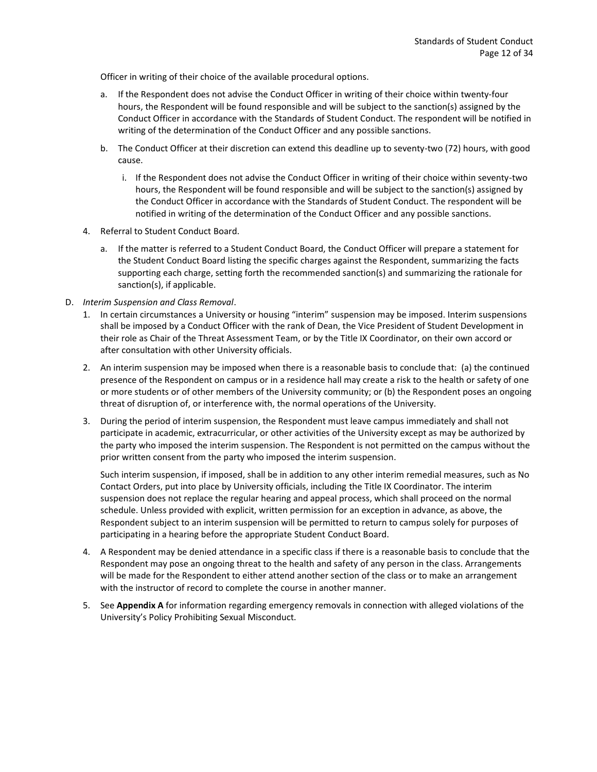Officer in writing of their choice of the available procedural options.

a. If the Respondent does not advise the Conduct Officer in writing of their choice within twenty-four hours, the Respondent will be found responsible and will be subject to the sanction(s) assigned by the Conduct Officer in accordance with the Standards of Student Conduct. The respondent will be notified in writing of the determination of the Conduct Officer and any possible sanctions.

b. The Conduct Officer at their discretion can extend this deadline up to seventy-two (72) hours, with good cause.

   i. If the Respondent does not advise the Conduct Officer in writing of their choice within seventy-two hours, the Respondent will be found responsible and will be subject to the sanction(s) assigned by the Conduct Officer in accordance with the Standards of Student Conduct. The respondent will be notified in writing of the determination of the Conduct Officer and any possible sanctions.

4. Referral to Student Conduct Board.

   a. If the matter is referred to a Student Conduct Board, the Conduct Officer will prepare a statement for the Student Conduct Board listing the specific charges against the Respondent, summarizing the facts supporting each charge, setting forth the recommended sanction(s) and summarizing the rationale for sanction(s), if applicable.

D. *Interim Suspension and Class Removal*.

1. In certain circumstances a University or housing "interim" suspension may be imposed. Interim suspensions shall be imposed by a Conduct Officer with the rank of Dean, the Vice President of Student Development in their role as Chair of the Threat Assessment Team, or by the Title IX Coordinator, on their own accord or after consultation with other University officials.

2. An interim suspension may be imposed when there is a reasonable basis to conclude that: (a) the continued presence of the Respondent on campus or in a residence hall may create a risk to the health or safety of one or more students or of other members of the University community; or (b) the Respondent poses an ongoing threat of disruption of, or interference with, the normal operations of the University.

3. During the period of interim suspension, the Respondent must leave campus immediately and shall not participate in academic, extracurricular, or other activities of the University except as may be authorized by the party who imposed the interim suspension. The Respondent is not permitted on the campus without the prior written consent from the party who imposed the interim suspension.

   Such interim suspension, if imposed, shall be in addition to any other interim remedial measures, such as No Contact Orders, put into place by University officials, including the Title IX Coordinator. The interim suspension does not replace the regular hearing and appeal process, which shall proceed on the normal schedule. Unless provided with explicit, written permission for an exception in advance, as above, the Respondent subject to an interim suspension will be permitted to return to campus solely for purposes of participating in a hearing before the appropriate Student Conduct Board.

4. A Respondent may be denied attendance in a specific class if there is a reasonable basis to conclude that the Respondent may pose an ongoing threat to the health and safety of any person in the class. Arrangements will be made for the Respondent to either attend another section of the class or to make an arrangement with the instructor of record to complete the course in another manner.

5. See **Appendix A** for information regarding emergency removals in connection with alleged violations of the University's Policy Prohibiting Sexual Misconduct.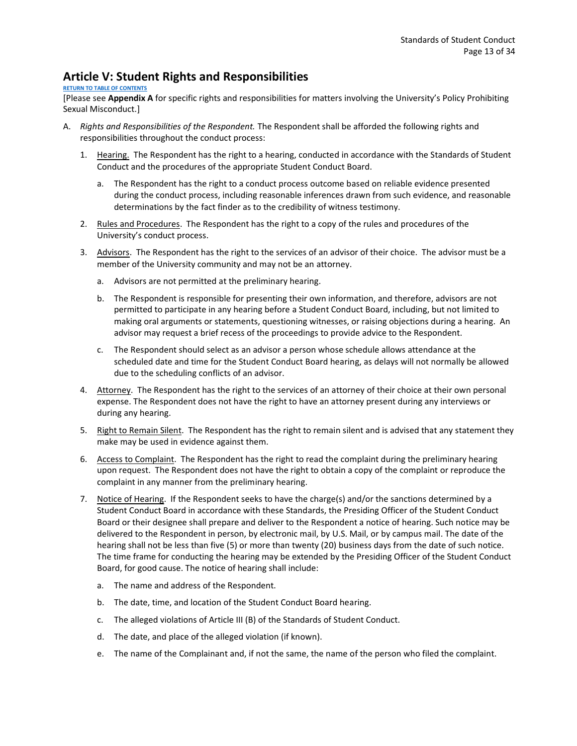## Article V: Student Rights and Responsibilities

[RETURN TO TABLE OF CONTENTS]

[Please see **Appendix A** for specific rights and responsibilities for matters involving the University's Policy Prohibiting Sexual Misconduct.]

A. *Rights and Responsibilities of the Respondent.* The Respondent shall be afforded the following rights and responsibilities throughout the conduct process:

   1. Hearing. The Respondent has the right to a hearing, conducted in accordance with the Standards of Student Conduct and the procedures of the appropriate Student Conduct Board.

      a. The Respondent has the right to a conduct process outcome based on reliable evidence presented during the conduct process, including reasonable inferences drawn from such evidence, and reasonable determinations by the fact finder as to the credibility of witness testimony.

   2. Rules and Procedures. The Respondent has the right to a copy of the rules and procedures of the University's conduct process.

   3. Advisors. The Respondent has the right to the services of an advisor of their choice. The advisor must be a member of the University community and may not be an attorney.

      a. Advisors are not permitted at the preliminary hearing.

      b. The Respondent is responsible for presenting their own information, and therefore, advisors are not permitted to participate in any hearing before a Student Conduct Board, including, but not limited to making oral arguments or statements, questioning witnesses, or raising objections during a hearing. An advisor may request a brief recess of the proceedings to provide advice to the Respondent.

      c. The Respondent should select as an advisor a person whose schedule allows attendance at the scheduled date and time for the Student Conduct Board hearing, as delays will not normally be allowed due to the scheduling conflicts of an advisor.

   4. Attorney. The Respondent has the right to the services of an attorney of their choice at their own personal expense. The Respondent does not have the right to have an attorney present during any interviews or during any hearing.

   5. Right to Remain Silent. The Respondent has the right to remain silent and is advised that any statement they make may be used in evidence against them.

   6. Access to Complaint. The Respondent has the right to read the complaint during the preliminary hearing upon request. The Respondent does not have the right to obtain a copy of the complaint or reproduce the complaint in any manner from the preliminary hearing.

   7. Notice of Hearing. If the Respondent seeks to have the charge(s) and/or the sanctions determined by a Student Conduct Board in accordance with these Standards, the Presiding Officer of the Student Conduct Board or their designee shall prepare and deliver to the Respondent a notice of hearing. Such notice may be delivered to the Respondent in person, by electronic mail, by U.S. Mail, or by campus mail. The date of the hearing shall not be less than five (5) or more than twenty (20) business days from the date of such notice. The time frame for conducting the hearing may be extended by the Presiding Officer of the Student Conduct Board, for good cause. The notice of hearing shall include:

      a. The name and address of the Respondent.

      b. The date, time, and location of the Student Conduct Board hearing.

      c. The alleged violations of Article III (B) of the Standards of Student Conduct.

      d. The date, and place of the alleged violation (if known).

      e. The name of the Complainant and, if not the same, the name of the person who filed the complaint.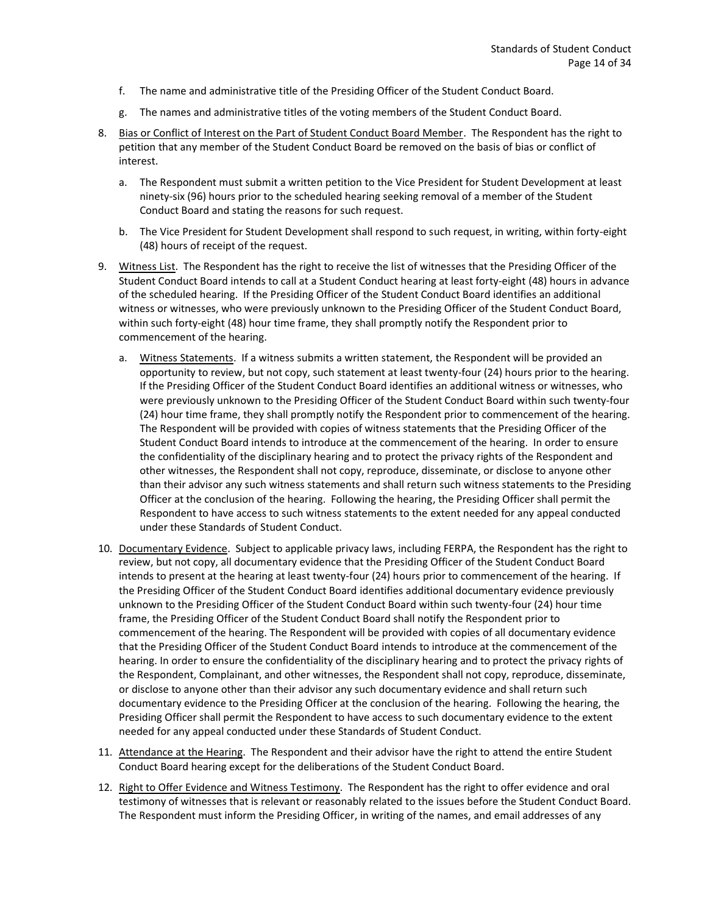f. The name and administrative title of the Presiding Officer of the Student Conduct Board.

   g. The names and administrative titles of the voting members of the Student Conduct Board.

8. <u>Bias or Conflict of Interest on the Part of Student Conduct Board Member</u>. The Respondent has the right to petition that any member of the Student Conduct Board be removed on the basis of bias or conflict of interest.

   a. The Respondent must submit a written petition to the Vice President for Student Development at least ninety-six (96) hours prior to the scheduled hearing seeking removal of a member of the Student Conduct Board and stating the reasons for such request.

   b. The Vice President for Student Development shall respond to such request, in writing, within forty-eight (48) hours of receipt of the request.

9. <u>Witness List</u>. The Respondent has the right to receive the list of witnesses that the Presiding Officer of the Student Conduct Board intends to call at a Student Conduct hearing at least forty-eight (48) hours in advance of the scheduled hearing. If the Presiding Officer of the Student Conduct Board identifies an additional witness or witnesses, who were previously unknown to the Presiding Officer of the Student Conduct Board, within such forty-eight (48) hour time frame, they shall promptly notify the Respondent prior to commencement of the hearing.

   a. <u>Witness Statements</u>. If a witness submits a written statement, the Respondent will be provided an opportunity to review, but not copy, such statement at least twenty-four (24) hours prior to the hearing. If the Presiding Officer of the Student Conduct Board identifies an additional witness or witnesses, who were previously unknown to the Presiding Officer of the Student Conduct Board within such twenty-four (24) hour time frame, they shall promptly notify the Respondent prior to commencement of the hearing. The Respondent will be provided with copies of witness statements that the Presiding Officer of the Student Conduct Board intends to introduce at the commencement of the hearing. In order to ensure the confidentiality of the disciplinary hearing and to protect the privacy rights of the Respondent and other witnesses, the Respondent shall not copy, reproduce, disseminate, or disclose to anyone other than their advisor any such witness statements and shall return such witness statements to the Presiding Officer at the conclusion of the hearing. Following the hearing, the Presiding Officer shall permit the Respondent to have access to such witness statements to the extent needed for any appeal conducted under these Standards of Student Conduct.

10. <u>Documentary Evidence</u>. Subject to applicable privacy laws, including FERPA, the Respondent has the right to review, but not copy, all documentary evidence that the Presiding Officer of the Student Conduct Board intends to present at the hearing at least twenty-four (24) hours prior to commencement of the hearing. If the Presiding Officer of the Student Conduct Board identifies additional documentary evidence previously unknown to the Presiding Officer of the Student Conduct Board within such twenty-four (24) hour time frame, the Presiding Officer of the Student Conduct Board shall notify the Respondent prior to commencement of the hearing. The Respondent will be provided with copies of all documentary evidence that the Presiding Officer of the Student Conduct Board intends to introduce at the commencement of the hearing. In order to ensure the confidentiality of the disciplinary hearing and to protect the privacy rights of the Respondent, Complainant, and other witnesses, the Respondent shall not copy, reproduce, disseminate, or disclose to anyone other than their advisor any such documentary evidence and shall return such documentary evidence to the Presiding Officer at the conclusion of the hearing. Following the hearing, the Presiding Officer shall permit the Respondent to have access to such documentary evidence to the extent needed for any appeal conducted under these Standards of Student Conduct.

11. <u>Attendance at the Hearing</u>. The Respondent and their advisor have the right to attend the entire Student Conduct Board hearing except for the deliberations of the Student Conduct Board.

12. <u>Right to Offer Evidence and Witness Testimony</u>. The Respondent has the right to offer evidence and oral testimony of witnesses that is relevant or reasonably related to the issues before the Student Conduct Board. The Respondent must inform the Presiding Officer, in writing of the names, and email addresses of any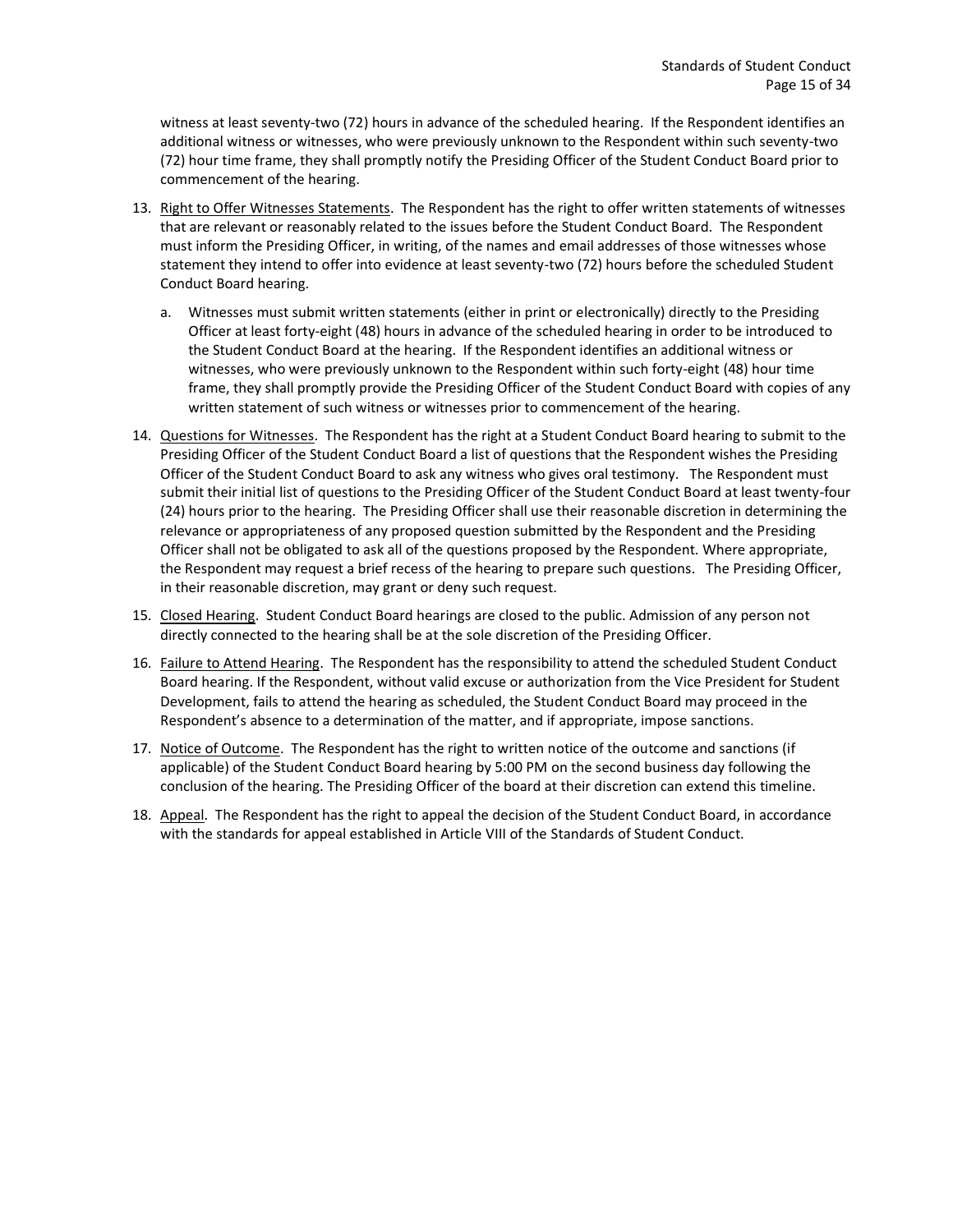witness at least seventy-two (72) hours in advance of the scheduled hearing. If the Respondent identifies an additional witness or witnesses, who were previously unknown to the Respondent within such seventy-two (72) hour time frame, they shall promptly notify the Presiding Officer of the Student Conduct Board prior to commencement of the hearing.

13. Right to Offer Witnesses Statements. The Respondent has the right to offer written statements of witnesses that are relevant or reasonably related to the issues before the Student Conduct Board. The Respondent must inform the Presiding Officer, in writing, of the names and email addresses of those witnesses whose statement they intend to offer into evidence at least seventy-two (72) hours before the scheduled Student Conduct Board hearing.

    a. Witnesses must submit written statements (either in print or electronically) directly to the Presiding Officer at least forty-eight (48) hours in advance of the scheduled hearing in order to be introduced to the Student Conduct Board at the hearing. If the Respondent identifies an additional witness or witnesses, who were previously unknown to the Respondent within such forty-eight (48) hour time frame, they shall promptly provide the Presiding Officer of the Student Conduct Board with copies of any written statement of such witness or witnesses prior to commencement of the hearing.

14. Questions for Witnesses. The Respondent has the right at a Student Conduct Board hearing to submit to the Presiding Officer of the Student Conduct Board a list of questions that the Respondent wishes the Presiding Officer of the Student Conduct Board to ask any witness who gives oral testimony. The Respondent must submit their initial list of questions to the Presiding Officer of the Student Conduct Board at least twenty-four (24) hours prior to the hearing. The Presiding Officer shall use their reasonable discretion in determining the relevance or appropriateness of any proposed question submitted by the Respondent and the Presiding Officer shall not be obligated to ask all of the questions proposed by the Respondent. Where appropriate, the Respondent may request a brief recess of the hearing to prepare such questions. The Presiding Officer, in their reasonable discretion, may grant or deny such request.

15. Closed Hearing. Student Conduct Board hearings are closed to the public. Admission of any person not directly connected to the hearing shall be at the sole discretion of the Presiding Officer.

16. Failure to Attend Hearing. The Respondent has the responsibility to attend the scheduled Student Conduct Board hearing. If the Respondent, without valid excuse or authorization from the Vice President for Student Development, fails to attend the hearing as scheduled, the Student Conduct Board may proceed in the Respondent's absence to a determination of the matter, and if appropriate, impose sanctions.

17. Notice of Outcome. The Respondent has the right to written notice of the outcome and sanctions (if applicable) of the Student Conduct Board hearing by 5:00 PM on the second business day following the conclusion of the hearing. The Presiding Officer of the board at their discretion can extend this timeline.

18. Appeal. The Respondent has the right to appeal the decision of the Student Conduct Board, in accordance with the standards for appeal established in Article VIII of the Standards of Student Conduct.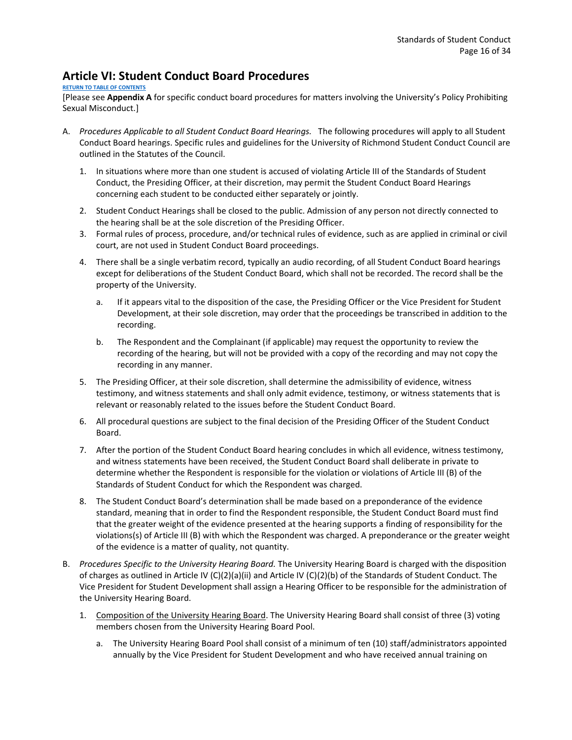## Article VI: Student Conduct Board Procedures

RETURN TO TABLE OF CONTENTS

[Please see **Appendix A** for specific conduct board procedures for matters involving the University's Policy Prohibiting Sexual Misconduct.]

A. *Procedures Applicable to all Student Conduct Board Hearings.* The following procedures will apply to all Student Conduct Board hearings. Specific rules and guidelines for the University of Richmond Student Conduct Council are outlined in the Statutes of the Council.

   1. In situations where more than one student is accused of violating Article III of the Standards of Student Conduct, the Presiding Officer, at their discretion, may permit the Student Conduct Board Hearings concerning each student to be conducted either separately or jointly.

   2. Student Conduct Hearings shall be closed to the public. Admission of any person not directly connected to the hearing shall be at the sole discretion of the Presiding Officer.

   3. Formal rules of process, procedure, and/or technical rules of evidence, such as are applied in criminal or civil court, are not used in Student Conduct Board proceedings.

   4. There shall be a single verbatim record, typically an audio recording, of all Student Conduct Board hearings except for deliberations of the Student Conduct Board, which shall not be recorded. The record shall be the property of the University.

      a. If it appears vital to the disposition of the case, the Presiding Officer or the Vice President for Student Development, at their sole discretion, may order that the proceedings be transcribed in addition to the recording.

      b. The Respondent and the Complainant (if applicable) may request the opportunity to review the recording of the hearing, but will not be provided with a copy of the recording and may not copy the recording in any manner.

   5. The Presiding Officer, at their sole discretion, shall determine the admissibility of evidence, witness testimony, and witness statements and shall only admit evidence, testimony, or witness statements that is relevant or reasonably related to the issues before the Student Conduct Board.

   6. All procedural questions are subject to the final decision of the Presiding Officer of the Student Conduct Board.

   7. After the portion of the Student Conduct Board hearing concludes in which all evidence, witness testimony, and witness statements have been received, the Student Conduct Board shall deliberate in private to determine whether the Respondent is responsible for the violation or violations of Article III (B) of the Standards of Student Conduct for which the Respondent was charged.

   8. The Student Conduct Board's determination shall be made based on a preponderance of the evidence standard, meaning that in order to find the Respondent responsible, the Student Conduct Board must find that the greater weight of the evidence presented at the hearing supports a finding of responsibility for the violations(s) of Article III (B) with which the Respondent was charged. A preponderance or the greater weight of the evidence is a matter of quality, not quantity.

B. *Procedures Specific to the University Hearing Board.* The University Hearing Board is charged with the disposition of charges as outlined in Article IV (C)(2)(a)(ii) and Article IV (C)(2)(b) of the Standards of Student Conduct. The Vice President for Student Development shall assign a Hearing Officer to be responsible for the administration of the University Hearing Board.

   1. <u>Composition of the University Hearing Board</u>. The University Hearing Board shall consist of three (3) voting members chosen from the University Hearing Board Pool.

      a. The University Hearing Board Pool shall consist of a minimum of ten (10) staff/administrators appointed annually by the Vice President for Student Development and who have received annual training on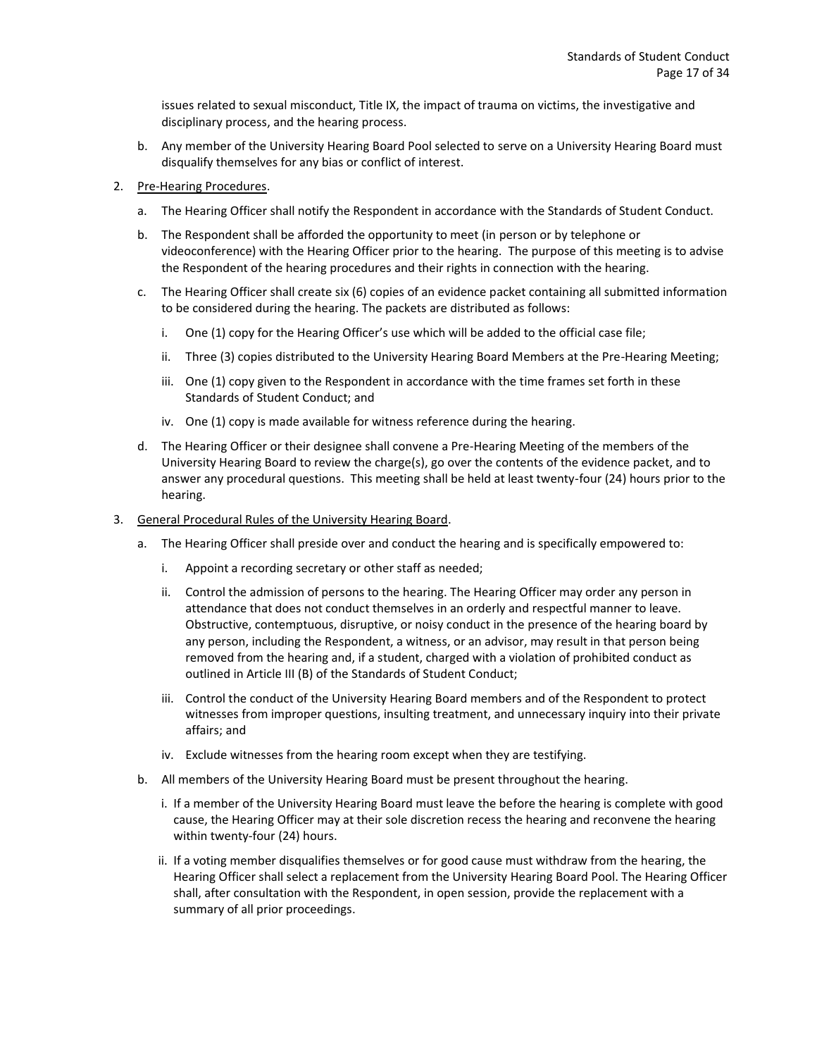issues related to sexual misconduct, Title IX, the impact of trauma on victims, the investigative and disciplinary process, and the hearing process.

b. Any member of the University Hearing Board Pool selected to serve on a University Hearing Board must disqualify themselves for any bias or conflict of interest.

2. Pre-Hearing Procedures.

   a. The Hearing Officer shall notify the Respondent in accordance with the Standards of Student Conduct.

   b. The Respondent shall be afforded the opportunity to meet (in person or by telephone or videoconference) with the Hearing Officer prior to the hearing. The purpose of this meeting is to advise the Respondent of the hearing procedures and their rights in connection with the hearing.

   c. The Hearing Officer shall create six (6) copies of an evidence packet containing all submitted information to be considered during the hearing. The packets are distributed as follows:

      i. One (1) copy for the Hearing Officer's use which will be added to the official case file;

      ii. Three (3) copies distributed to the University Hearing Board Members at the Pre-Hearing Meeting;

      iii. One (1) copy given to the Respondent in accordance with the time frames set forth in these Standards of Student Conduct; and

      iv. One (1) copy is made available for witness reference during the hearing.

   d. The Hearing Officer or their designee shall convene a Pre-Hearing Meeting of the members of the University Hearing Board to review the charge(s), go over the contents of the evidence packet, and to answer any procedural questions. This meeting shall be held at least twenty-four (24) hours prior to the hearing.

3. General Procedural Rules of the University Hearing Board.

   a. The Hearing Officer shall preside over and conduct the hearing and is specifically empowered to:

      i. Appoint a recording secretary or other staff as needed;

      ii. Control the admission of persons to the hearing. The Hearing Officer may order any person in attendance that does not conduct themselves in an orderly and respectful manner to leave. Obstructive, contemptuous, disruptive, or noisy conduct in the presence of the hearing board by any person, including the Respondent, a witness, or an advisor, may result in that person being removed from the hearing and, if a student, charged with a violation of prohibited conduct as outlined in Article III (B) of the Standards of Student Conduct;

      iii. Control the conduct of the University Hearing Board members and of the Respondent to protect witnesses from improper questions, insulting treatment, and unnecessary inquiry into their private affairs; and

      iv. Exclude witnesses from the hearing room except when they are testifying.

   b. All members of the University Hearing Board must be present throughout the hearing.

      i. If a member of the University Hearing Board must leave the before the hearing is complete with good cause, the Hearing Officer may at their sole discretion recess the hearing and reconvene the hearing within twenty-four (24) hours.

      ii. If a voting member disqualifies themselves or for good cause must withdraw from the hearing, the Hearing Officer shall select a replacement from the University Hearing Board Pool. The Hearing Officer shall, after consultation with the Respondent, in open session, provide the replacement with a summary of all prior proceedings.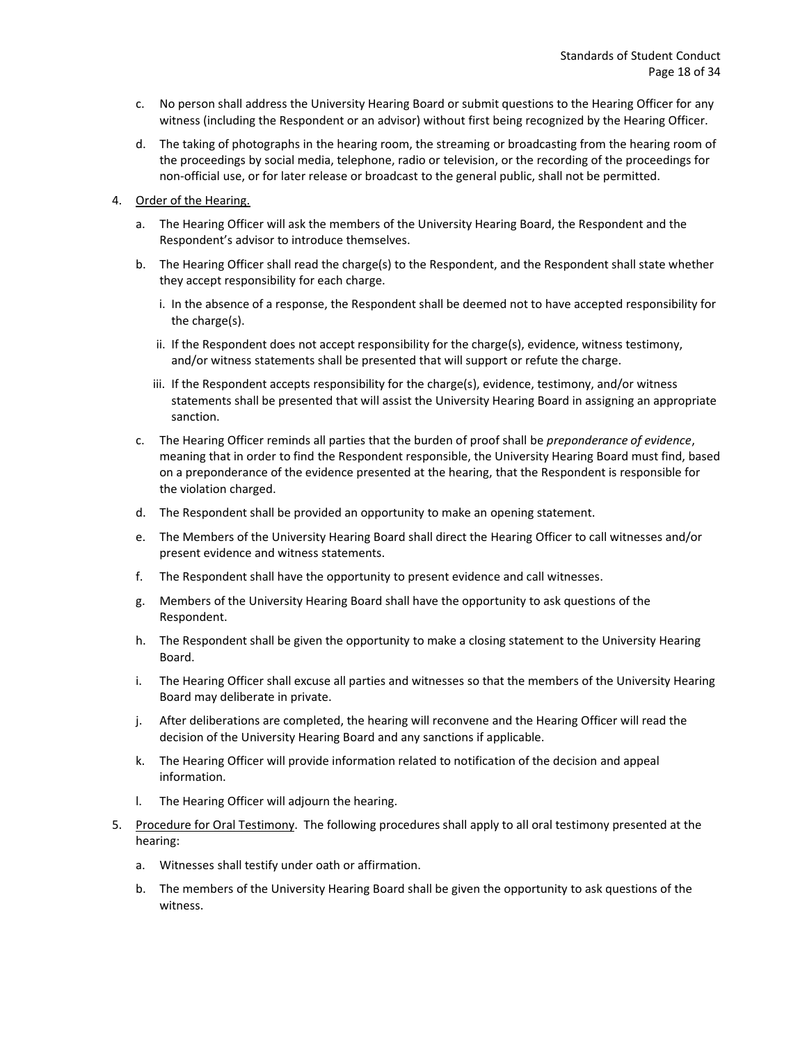c. No person shall address the University Hearing Board or submit questions to the Hearing Officer for any witness (including the Respondent or an advisor) without first being recognized by the Hearing Officer.

d. The taking of photographs in the hearing room, the streaming or broadcasting from the hearing room of the proceedings by social media, telephone, radio or television, or the recording of the proceedings for non-official use, or for later release or broadcast to the general public, shall not be permitted.

4. <u>Order of the Hearing.</u>

   a. The Hearing Officer will ask the members of the University Hearing Board, the Respondent and the Respondent's advisor to introduce themselves.

   b. The Hearing Officer shall read the charge(s) to the Respondent, and the Respondent shall state whether they accept responsibility for each charge.

      i. In the absence of a response, the Respondent shall be deemed not to have accepted responsibility for the charge(s).

      ii. If the Respondent does not accept responsibility for the charge(s), evidence, witness testimony, and/or witness statements shall be presented that will support or refute the charge.

      iii. If the Respondent accepts responsibility for the charge(s), evidence, testimony, and/or witness statements shall be presented that will assist the University Hearing Board in assigning an appropriate sanction.

   c. The Hearing Officer reminds all parties that the burden of proof shall be *preponderance of evidence*, meaning that in order to find the Respondent responsible, the University Hearing Board must find, based on a preponderance of the evidence presented at the hearing, that the Respondent is responsible for the violation charged.

   d. The Respondent shall be provided an opportunity to make an opening statement.

   e. The Members of the University Hearing Board shall direct the Hearing Officer to call witnesses and/or present evidence and witness statements.

   f. The Respondent shall have the opportunity to present evidence and call witnesses.

   g. Members of the University Hearing Board shall have the opportunity to ask questions of the Respondent.

   h. The Respondent shall be given the opportunity to make a closing statement to the University Hearing Board.

   i. The Hearing Officer shall excuse all parties and witnesses so that the members of the University Hearing Board may deliberate in private.

   j. After deliberations are completed, the hearing will reconvene and the Hearing Officer will read the decision of the University Hearing Board and any sanctions if applicable.

   k. The Hearing Officer will provide information related to notification of the decision and appeal information.

   l. The Hearing Officer will adjourn the hearing.

5. <u>Procedure for Oral Testimony</u>. The following procedures shall apply to all oral testimony presented at the hearing:

   a. Witnesses shall testify under oath or affirmation.

   b. The members of the University Hearing Board shall be given the opportunity to ask questions of the witness.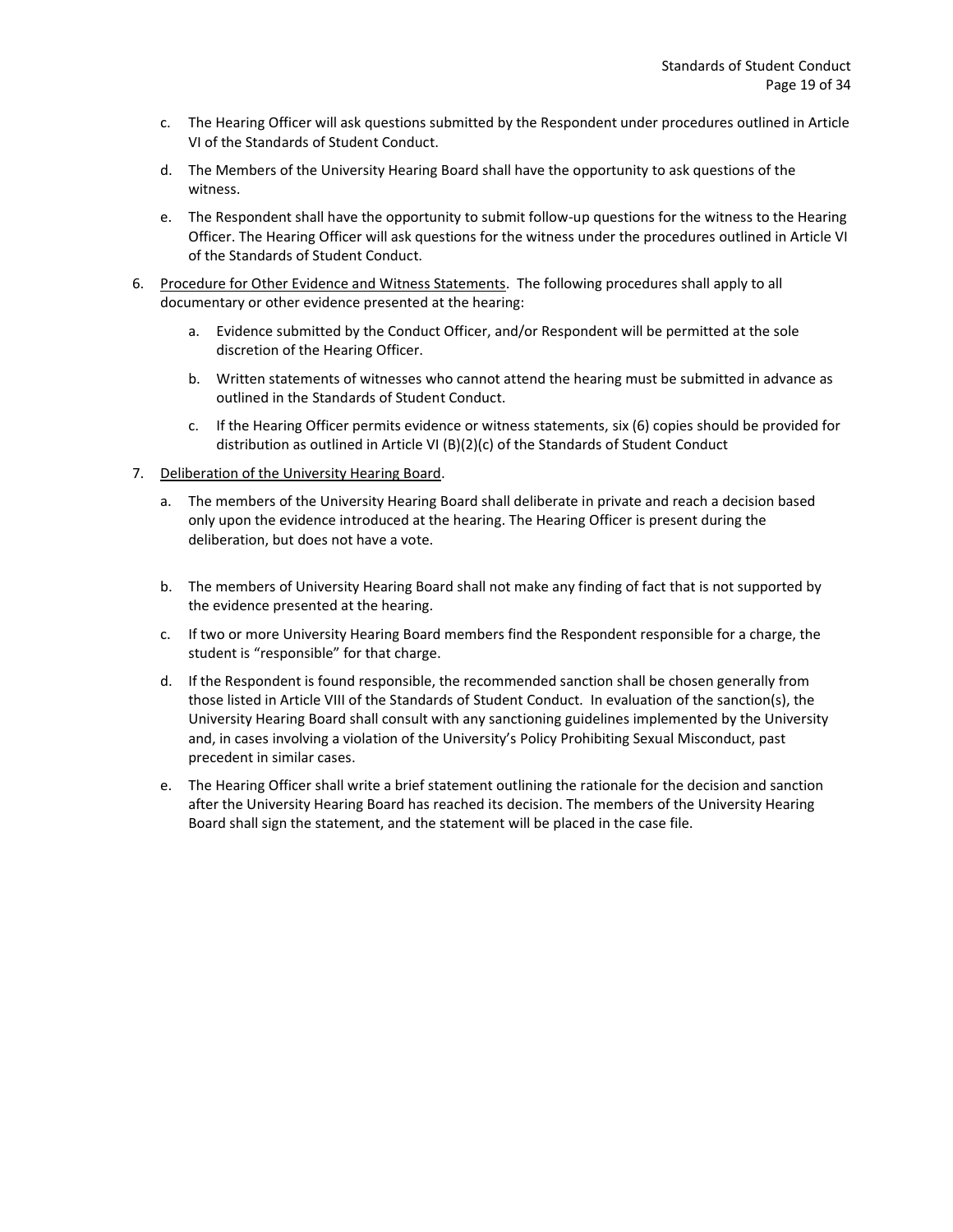c. The Hearing Officer will ask questions submitted by the Respondent under procedures outlined in Article VI of the Standards of Student Conduct.

d. The Members of the University Hearing Board shall have the opportunity to ask questions of the witness.

e. The Respondent shall have the opportunity to submit follow-up questions for the witness to the Hearing Officer. The Hearing Officer will ask questions for the witness under the procedures outlined in Article VI of the Standards of Student Conduct.

6. Procedure for Other Evidence and Witness Statements. The following procedures shall apply to all documentary or other evidence presented at the hearing:

   a. Evidence submitted by the Conduct Officer, and/or Respondent will be permitted at the sole discretion of the Hearing Officer.

   b. Written statements of witnesses who cannot attend the hearing must be submitted in advance as outlined in the Standards of Student Conduct.

   c. If the Hearing Officer permits evidence or witness statements, six (6) copies should be provided for distribution as outlined in Article VI (B)(2)(c) of the Standards of Student Conduct

7. Deliberation of the University Hearing Board.

   a. The members of the University Hearing Board shall deliberate in private and reach a decision based only upon the evidence introduced at the hearing. The Hearing Officer is present during the deliberation, but does not have a vote.

   b. The members of University Hearing Board shall not make any finding of fact that is not supported by the evidence presented at the hearing.

   c. If two or more University Hearing Board members find the Respondent responsible for a charge, the student is "responsible" for that charge.

   d. If the Respondent is found responsible, the recommended sanction shall be chosen generally from those listed in Article VIII of the Standards of Student Conduct. In evaluation of the sanction(s), the University Hearing Board shall consult with any sanctioning guidelines implemented by the University and, in cases involving a violation of the University's Policy Prohibiting Sexual Misconduct, past precedent in similar cases.

   e. The Hearing Officer shall write a brief statement outlining the rationale for the decision and sanction after the University Hearing Board has reached its decision. The members of the University Hearing Board shall sign the statement, and the statement will be placed in the case file.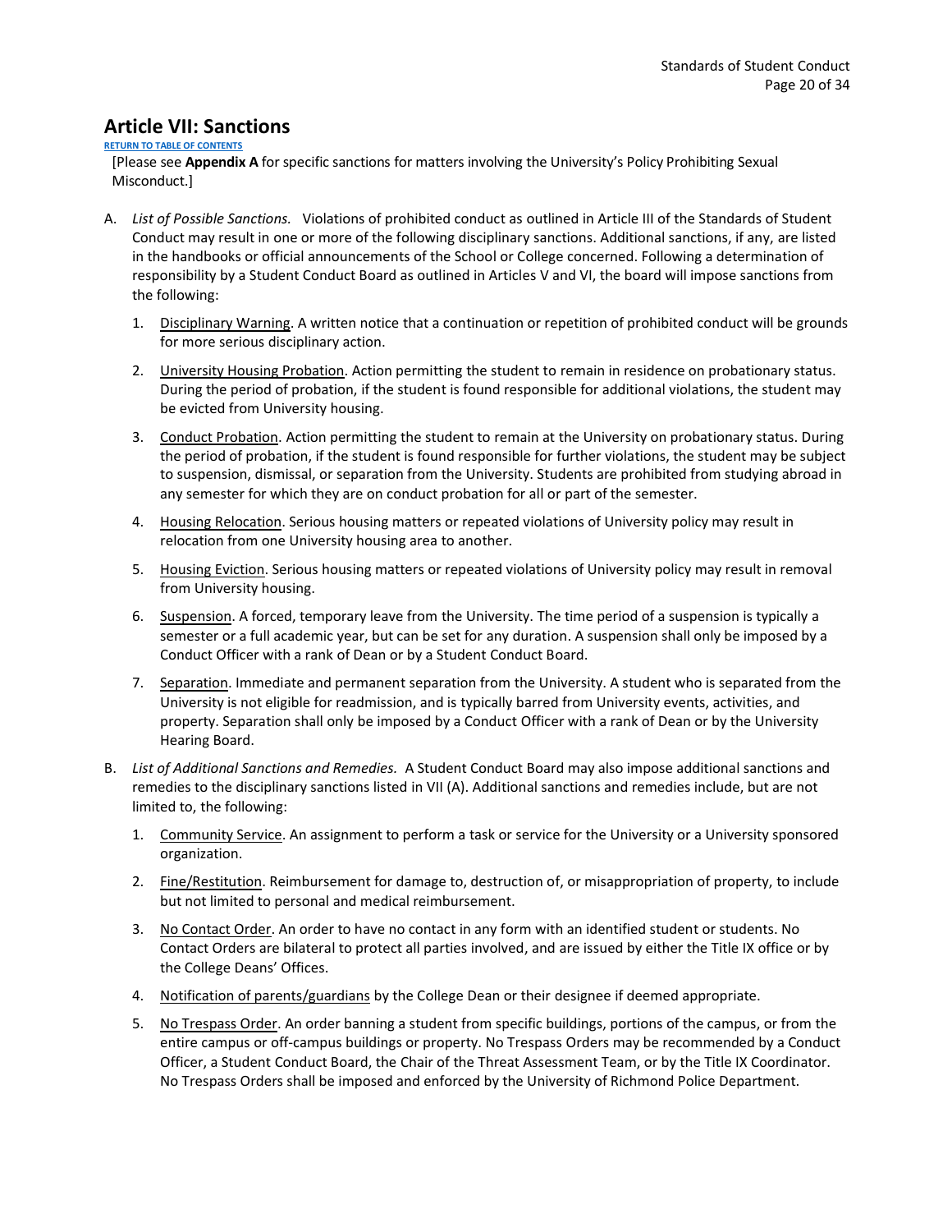## Article VII: Sanctions

RETURN TO TABLE OF CONTENTS

[Please see **Appendix A** for specific sanctions for matters involving the University's Policy Prohibiting Sexual Misconduct.]

A. *List of Possible Sanctions.* Violations of prohibited conduct as outlined in Article III of the Standards of Student Conduct may result in one or more of the following disciplinary sanctions. Additional sanctions, if any, are listed in the handbooks or official announcements of the School or College concerned. Following a determination of responsibility by a Student Conduct Board as outlined in Articles V and VI, the board will impose sanctions from the following:

   1. Disciplinary Warning. A written notice that a continuation or repetition of prohibited conduct will be grounds for more serious disciplinary action.

   2. University Housing Probation. Action permitting the student to remain in residence on probationary status. During the period of probation, if the student is found responsible for additional violations, the student may be evicted from University housing.

   3. Conduct Probation. Action permitting the student to remain at the University on probationary status. During the period of probation, if the student is found responsible for further violations, the student may be subject to suspension, dismissal, or separation from the University. Students are prohibited from studying abroad in any semester for which they are on conduct probation for all or part of the semester.

   4. Housing Relocation. Serious housing matters or repeated violations of University policy may result in relocation from one University housing area to another.

   5. Housing Eviction. Serious housing matters or repeated violations of University policy may result in removal from University housing.

   6. Suspension. A forced, temporary leave from the University. The time period of a suspension is typically a semester or a full academic year, but can be set for any duration. A suspension shall only be imposed by a Conduct Officer with a rank of Dean or by a Student Conduct Board.

   7. Separation. Immediate and permanent separation from the University. A student who is separated from the University is not eligible for readmission, and is typically barred from University events, activities, and property. Separation shall only be imposed by a Conduct Officer with a rank of Dean or by the University Hearing Board.

B. *List of Additional Sanctions and Remedies.* A Student Conduct Board may also impose additional sanctions and remedies to the disciplinary sanctions listed in VII (A). Additional sanctions and remedies include, but are not limited to, the following:

   1. Community Service. An assignment to perform a task or service for the University or a University sponsored organization.

   2. Fine/Restitution. Reimbursement for damage to, destruction of, or misappropriation of property, to include but not limited to personal and medical reimbursement.

   3. No Contact Order. An order to have no contact in any form with an identified student or students. No Contact Orders are bilateral to protect all parties involved, and are issued by either the Title IX office or by the College Deans' Offices.

   4. Notification of parents/guardians by the College Dean or their designee if deemed appropriate.

   5. No Trespass Order. An order banning a student from specific buildings, portions of the campus, or from the entire campus or off-campus buildings or property. No Trespass Orders may be recommended by a Conduct Officer, a Student Conduct Board, the Chair of the Threat Assessment Team, or by the Title IX Coordinator. No Trespass Orders shall be imposed and enforced by the University of Richmond Police Department.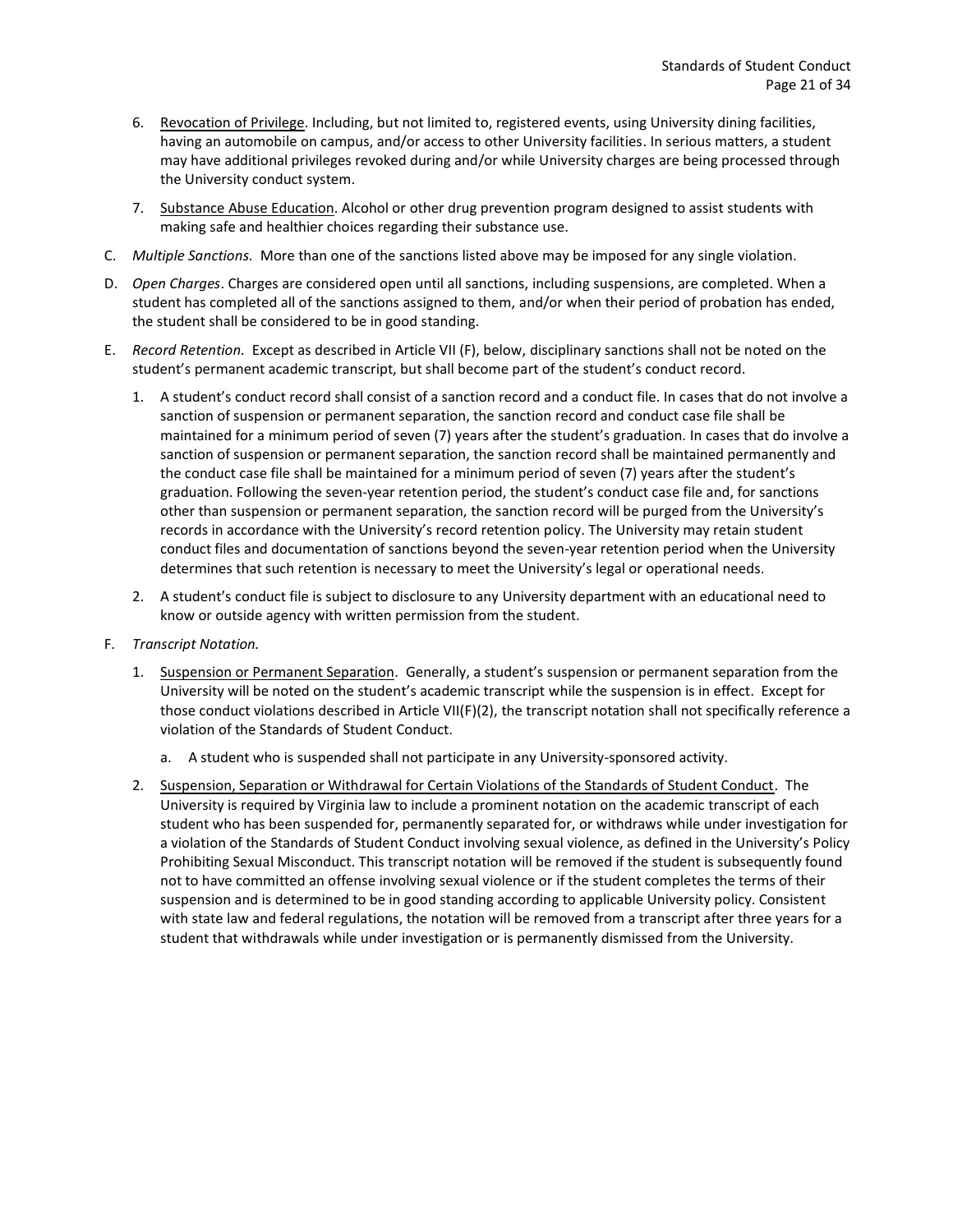6. <u>Revocation of Privilege</u>. Including, but not limited to, registered events, using University dining facilities, having an automobile on campus, and/or access to other University facilities. In serious matters, a student may have additional privileges revoked during and/or while University charges are being processed through the University conduct system.

7. <u>Substance Abuse Education</u>. Alcohol or other drug prevention program designed to assist students with making safe and healthier choices regarding their substance use.

C. *Multiple Sanctions.* More than one of the sanctions listed above may be imposed for any single violation.

D. *Open Charges*. Charges are considered open until all sanctions, including suspensions, are completed. When a student has completed all of the sanctions assigned to them, and/or when their period of probation has ended, the student shall be considered to be in good standing.

E. *Record Retention.* Except as described in Article VII (F), below, disciplinary sanctions shall not be noted on the student's permanent academic transcript, but shall become part of the student's conduct record.

1. A student's conduct record shall consist of a sanction record and a conduct file. In cases that do not involve a sanction of suspension or permanent separation, the sanction record and conduct case file shall be maintained for a minimum period of seven (7) years after the student's graduation. In cases that do involve a sanction of suspension or permanent separation, the sanction record shall be maintained permanently and the conduct case file shall be maintained for a minimum period of seven (7) years after the student's graduation. Following the seven-year retention period, the student's conduct case file and, for sanctions other than suspension or permanent separation, the sanction record will be purged from the University's records in accordance with the University's record retention policy. The University may retain student conduct files and documentation of sanctions beyond the seven-year retention period when the University determines that such retention is necessary to meet the University's legal or operational needs.

2. A student's conduct file is subject to disclosure to any University department with an educational need to know or outside agency with written permission from the student.

F. *Transcript Notation.*

1. <u>Suspension or Permanent Separation</u>. Generally, a student's suspension or permanent separation from the University will be noted on the student's academic transcript while the suspension is in effect. Except for those conduct violations described in Article VII(F)(2), the transcript notation shall not specifically reference a violation of the Standards of Student Conduct.

   a. A student who is suspended shall not participate in any University-sponsored activity.

2. <u>Suspension, Separation or Withdrawal for Certain Violations of the Standards of Student Conduct</u>. The University is required by Virginia law to include a prominent notation on the academic transcript of each student who has been suspended for, permanently separated for, or withdraws while under investigation for a violation of the Standards of Student Conduct involving sexual violence, as defined in the University's Policy Prohibiting Sexual Misconduct. This transcript notation will be removed if the student is subsequently found not to have committed an offense involving sexual violence or if the student completes the terms of their suspension and is determined to be in good standing according to applicable University policy. Consistent with state law and federal regulations, the notation will be removed from a transcript after three years for a student that withdrawals while under investigation or is permanently dismissed from the University.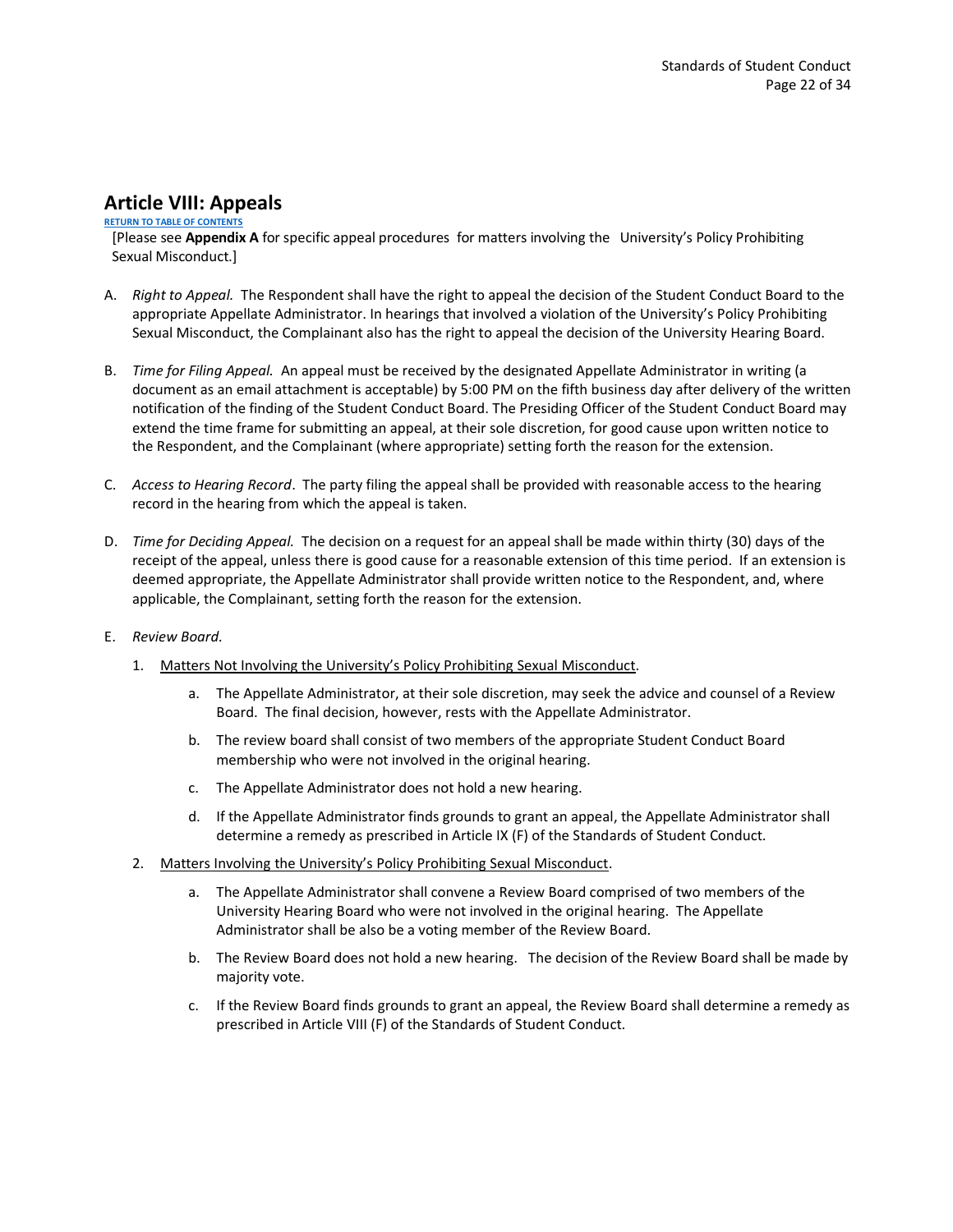## Article VIII: Appeals

RETURN TO TABLE OF CONTENTS

[Please see **Appendix A** for specific appeal procedures for matters involving the University's Policy Prohibiting Sexual Misconduct.]

A. *Right to Appeal.* The Respondent shall have the right to appeal the decision of the Student Conduct Board to the appropriate Appellate Administrator. In hearings that involved a violation of the University's Policy Prohibiting Sexual Misconduct, the Complainant also has the right to appeal the decision of the University Hearing Board.

B. *Time for Filing Appeal.* An appeal must be received by the designated Appellate Administrator in writing (a document as an email attachment is acceptable) by 5:00 PM on the fifth business day after delivery of the written notification of the finding of the Student Conduct Board. The Presiding Officer of the Student Conduct Board may extend the time frame for submitting an appeal, at their sole discretion, for good cause upon written notice to the Respondent, and the Complainant (where appropriate) setting forth the reason for the extension.

C. *Access to Hearing Record*. The party filing the appeal shall be provided with reasonable access to the hearing record in the hearing from which the appeal is taken.

D. *Time for Deciding Appeal.* The decision on a request for an appeal shall be made within thirty (30) days of the receipt of the appeal, unless there is good cause for a reasonable extension of this time period. If an extension is deemed appropriate, the Appellate Administrator shall provide written notice to the Respondent, and, where applicable, the Complainant, setting forth the reason for the extension.

E. *Review Board.*

1. Matters Not Involving the University's Policy Prohibiting Sexual Misconduct.

   a. The Appellate Administrator, at their sole discretion, may seek the advice and counsel of a Review Board. The final decision, however, rests with the Appellate Administrator.

   b. The review board shall consist of two members of the appropriate Student Conduct Board membership who were not involved in the original hearing.

   c. The Appellate Administrator does not hold a new hearing.

   d. If the Appellate Administrator finds grounds to grant an appeal, the Appellate Administrator shall determine a remedy as prescribed in Article IX (F) of the Standards of Student Conduct.

2. Matters Involving the University's Policy Prohibiting Sexual Misconduct.

   a. The Appellate Administrator shall convene a Review Board comprised of two members of the University Hearing Board who were not involved in the original hearing. The Appellate Administrator shall be also be a voting member of the Review Board.

   b. The Review Board does not hold a new hearing. The decision of the Review Board shall be made by majority vote.

   c. If the Review Board finds grounds to grant an appeal, the Review Board shall determine a remedy as prescribed in Article VIII (F) of the Standards of Student Conduct.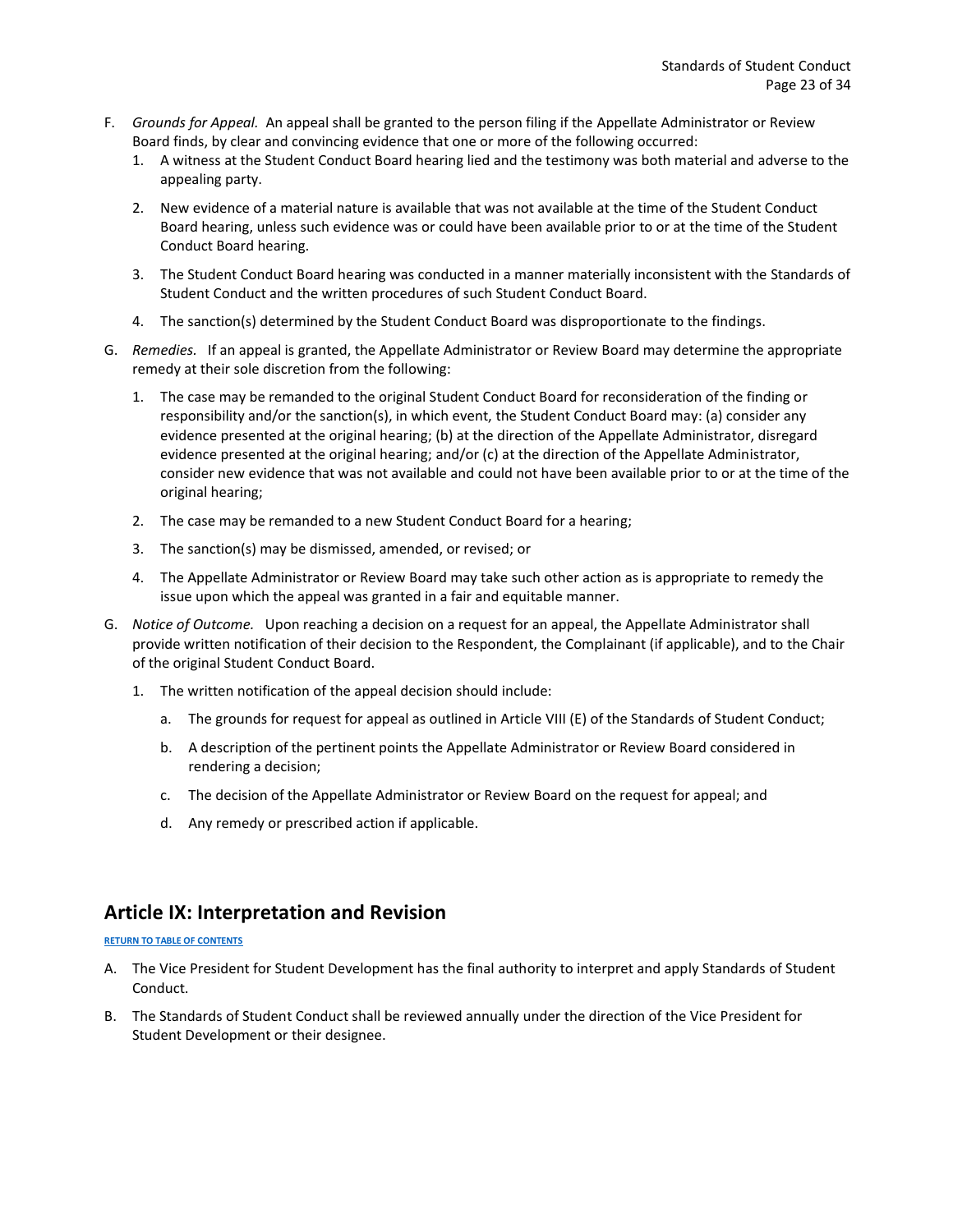F. *Grounds for Appeal.* An appeal shall be granted to the person filing if the Appellate Administrator or Review Board finds, by clear and convincing evidence that one or more of the following occurred:
   1. A witness at the Student Conduct Board hearing lied and the testimony was both material and adverse to the appealing party.
   2. New evidence of a material nature is available that was not available at the time of the Student Conduct Board hearing, unless such evidence was or could have been available prior to or at the time of the Student Conduct Board hearing.
   3. The Student Conduct Board hearing was conducted in a manner materially inconsistent with the Standards of Student Conduct and the written procedures of such Student Conduct Board.
   4. The sanction(s) determined by the Student Conduct Board was disproportionate to the findings.

G. *Remedies.* If an appeal is granted, the Appellate Administrator or Review Board may determine the appropriate remedy at their sole discretion from the following:
   1. The case may be remanded to the original Student Conduct Board for reconsideration of the finding or responsibility and/or the sanction(s), in which event, the Student Conduct Board may: (a) consider any evidence presented at the original hearing; (b) at the direction of the Appellate Administrator, disregard evidence presented at the original hearing; and/or (c) at the direction of the Appellate Administrator, consider new evidence that was not available and could not have been available prior to or at the time of the original hearing;
   2. The case may be remanded to a new Student Conduct Board for a hearing;
   3. The sanction(s) may be dismissed, amended, or revised; or
   4. The Appellate Administrator or Review Board may take such other action as is appropriate to remedy the issue upon which the appeal was granted in a fair and equitable manner.

G. *Notice of Outcome.* Upon reaching a decision on a request for an appeal, the Appellate Administrator shall provide written notification of their decision to the Respondent, the Complainant (if applicable), and to the Chair of the original Student Conduct Board.
   1. The written notification of the appeal decision should include:
      a. The grounds for request for appeal as outlined in Article VIII (E) of the Standards of Student Conduct;
      b. A description of the pertinent points the Appellate Administrator or Review Board considered in rendering a decision;
      c. The decision of the Appellate Administrator or Review Board on the request for appeal; and
      d. Any remedy or prescribed action if applicable.

## Article IX: Interpretation and Revision

RETURN TO TABLE OF CONTENTS

A. The Vice President for Student Development has the final authority to interpret and apply Standards of Student Conduct.

B. The Standards of Student Conduct shall be reviewed annually under the direction of the Vice President for Student Development or their designee.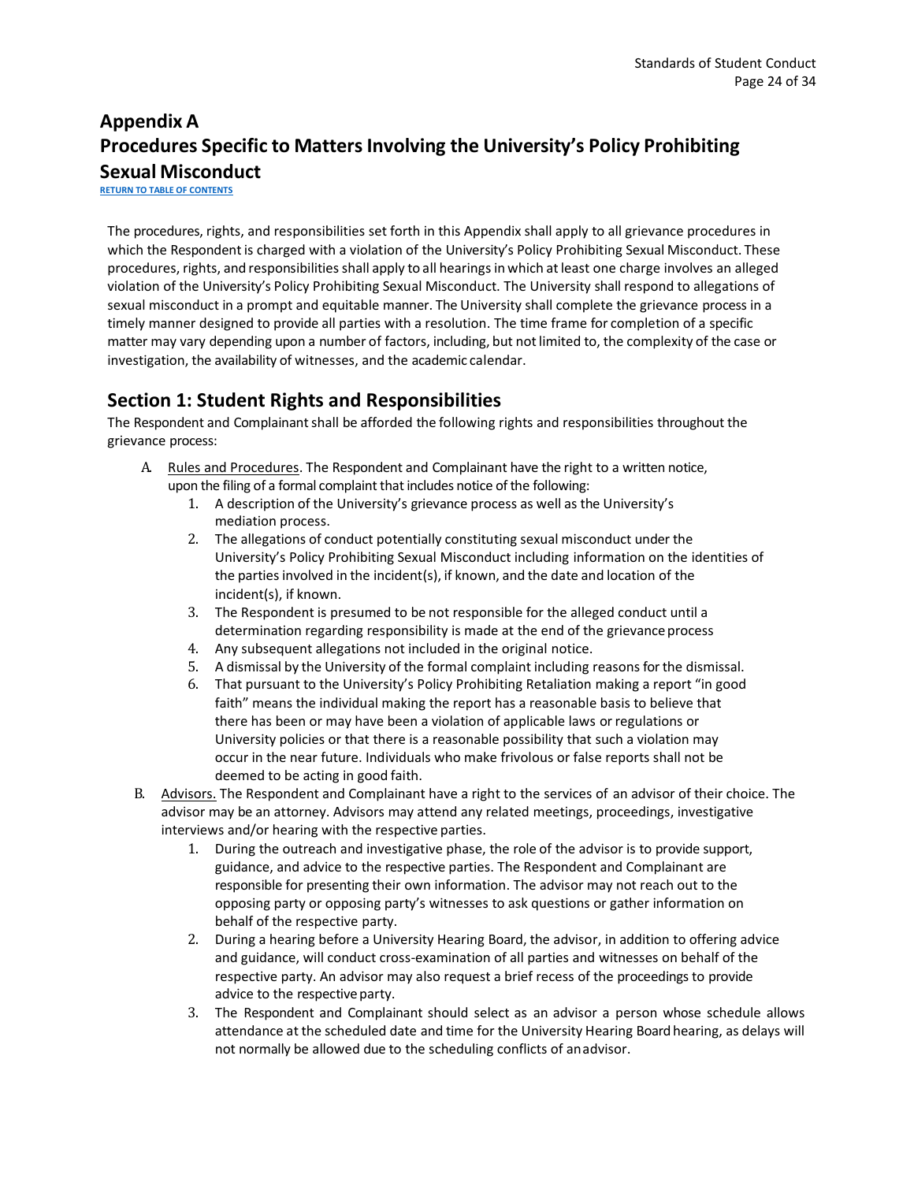# Appendix A
# Procedures Specific to Matters Involving the University's Policy Prohibiting Sexual Misconduct

RETURN TO TABLE OF CONTENTS

The procedures, rights, and responsibilities set forth in this Appendix shall apply to all grievance procedures in which the Respondent is charged with a violation of the University's Policy Prohibiting Sexual Misconduct. These procedures, rights, and responsibilities shall apply to all hearings in which at least one charge involves an alleged violation of the University's Policy Prohibiting Sexual Misconduct. The University shall respond to allegations of sexual misconduct in a prompt and equitable manner. The University shall complete the grievance process in a timely manner designed to provide all parties with a resolution. The time frame for completion of a specific matter may vary depending upon a number of factors, including, but not limited to, the complexity of the case or investigation, the availability of witnesses, and the academic calendar.

## Section 1: Student Rights and Responsibilities

The Respondent and Complainant shall be afforded the following rights and responsibilities throughout the grievance process:

A. Rules and Procedures. The Respondent and Complainant have the right to a written notice, upon the filing of a formal complaint that includes notice of the following:
   1. A description of the University's grievance process as well as the University's mediation process.
   2. The allegations of conduct potentially constituting sexual misconduct under the University's Policy Prohibiting Sexual Misconduct including information on the identities of the parties involved in the incident(s), if known, and the date and location of the incident(s), if known.
   3. The Respondent is presumed to be not responsible for the alleged conduct until a determination regarding responsibility is made at the end of the grievance process
   4. Any subsequent allegations not included in the original notice.
   5. A dismissal by the University of the formal complaint including reasons for the dismissal.
   6. That pursuant to the University's Policy Prohibiting Retaliation making a report "in good faith" means the individual making the report has a reasonable basis to believe that there has been or may have been a violation of applicable laws or regulations or University policies or that there is a reasonable possibility that such a violation may occur in the near future. Individuals who make frivolous or false reports shall not be deemed to be acting in good faith.

B. Advisors. The Respondent and Complainant have a right to the services of an advisor of their choice. The advisor may be an attorney. Advisors may attend any related meetings, proceedings, investigative interviews and/or hearing with the respective parties.
   1. During the outreach and investigative phase, the role of the advisor is to provide support, guidance, and advice to the respective parties. The Respondent and Complainant are responsible for presenting their own information. The advisor may not reach out to the opposing party or opposing party's witnesses to ask questions or gather information on behalf of the respective party.
   2. During a hearing before a University Hearing Board, the advisor, in addition to offering advice and guidance, will conduct cross-examination of all parties and witnesses on behalf of the respective party. An advisor may also request a brief recess of the proceedings to provide advice to the respective party.
   3. The Respondent and Complainant should select as an advisor a person whose schedule allows attendance at the scheduled date and time for the University Hearing Board hearing, as delays will not normally be allowed due to the scheduling conflicts of an advisor.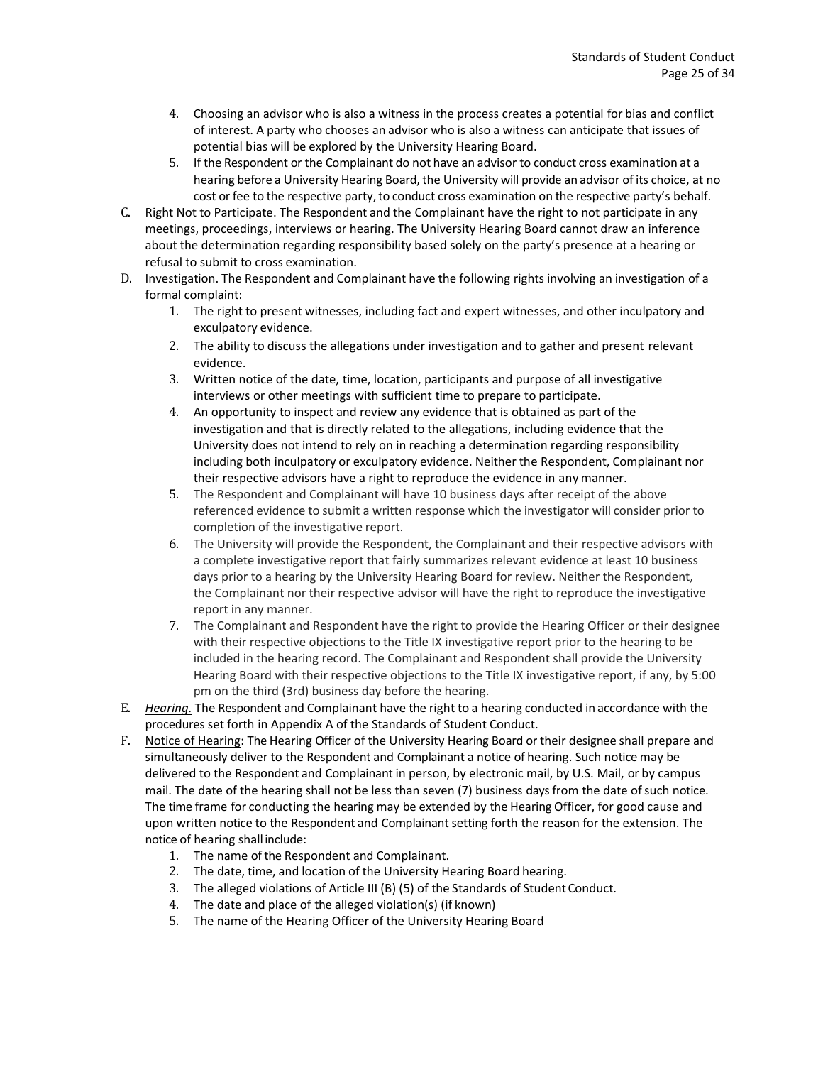4. Choosing an advisor who is also a witness in the process creates a potential for bias and conflict of interest. A party who chooses an advisor who is also a witness can anticipate that issues of potential bias will be explored by the University Hearing Board.
5. If the Respondent or the Complainant do not have an advisor to conduct cross examination at a hearing before a University Hearing Board, the University will provide an advisor of its choice, at no cost or fee to the respective party, to conduct cross examination on the respective party's behalf.

C. Right Not to Participate. The Respondent and the Complainant have the right to not participate in any meetings, proceedings, interviews or hearing. The University Hearing Board cannot draw an inference about the determination regarding responsibility based solely on the party's presence at a hearing or refusal to submit to cross examination.

D. Investigation. The Respondent and Complainant have the following rights involving an investigation of a formal complaint:
1. The right to present witnesses, including fact and expert witnesses, and other inculpatory and exculpatory evidence.
2. The ability to discuss the allegations under investigation and to gather and present relevant evidence.
3. Written notice of the date, time, location, participants and purpose of all investigative interviews or other meetings with sufficient time to prepare to participate.
4. An opportunity to inspect and review any evidence that is obtained as part of the investigation and that is directly related to the allegations, including evidence that the University does not intend to rely on in reaching a determination regarding responsibility including both inculpatory or exculpatory evidence. Neither the Respondent, Complainant nor their respective advisors have a right to reproduce the evidence in any manner.
5. The Respondent and Complainant will have 10 business days after receipt of the above referenced evidence to submit a written response which the investigator will consider prior to completion of the investigative report.
6. The University will provide the Respondent, the Complainant and their respective advisors with a complete investigative report that fairly summarizes relevant evidence at least 10 business days prior to a hearing by the University Hearing Board for review. Neither the Respondent, the Complainant nor their respective advisor will have the right to reproduce the investigative report in any manner.
7. The Complainant and Respondent have the right to provide the Hearing Officer or their designee with their respective objections to the Title IX investigative report prior to the hearing to be included in the hearing record. The Complainant and Respondent shall provide the University Hearing Board with their respective objections to the Title IX investigative report, if any, by 5:00 pm on the third (3rd) business day before the hearing.

E. *Hearing.* The Respondent and Complainant have the right to a hearing conducted in accordance with the procedures set forth in Appendix A of the Standards of Student Conduct.

F. Notice of Hearing: The Hearing Officer of the University Hearing Board or their designee shall prepare and simultaneously deliver to the Respondent and Complainant a notice of hearing. Such notice may be delivered to the Respondent and Complainant in person, by electronic mail, by U.S. Mail, or by campus mail. The date of the hearing shall not be less than seven (7) business days from the date of such notice. The time frame for conducting the hearing may be extended by the Hearing Officer, for good cause and upon written notice to the Respondent and Complainant setting forth the reason for the extension. The notice of hearing shall include:
1. The name of the Respondent and Complainant.
2. The date, time, and location of the University Hearing Board hearing.
3. The alleged violations of Article III (B) (5) of the Standards of Student Conduct.
4. The date and place of the alleged violation(s) (if known)
5. The name of the Hearing Officer of the University Hearing Board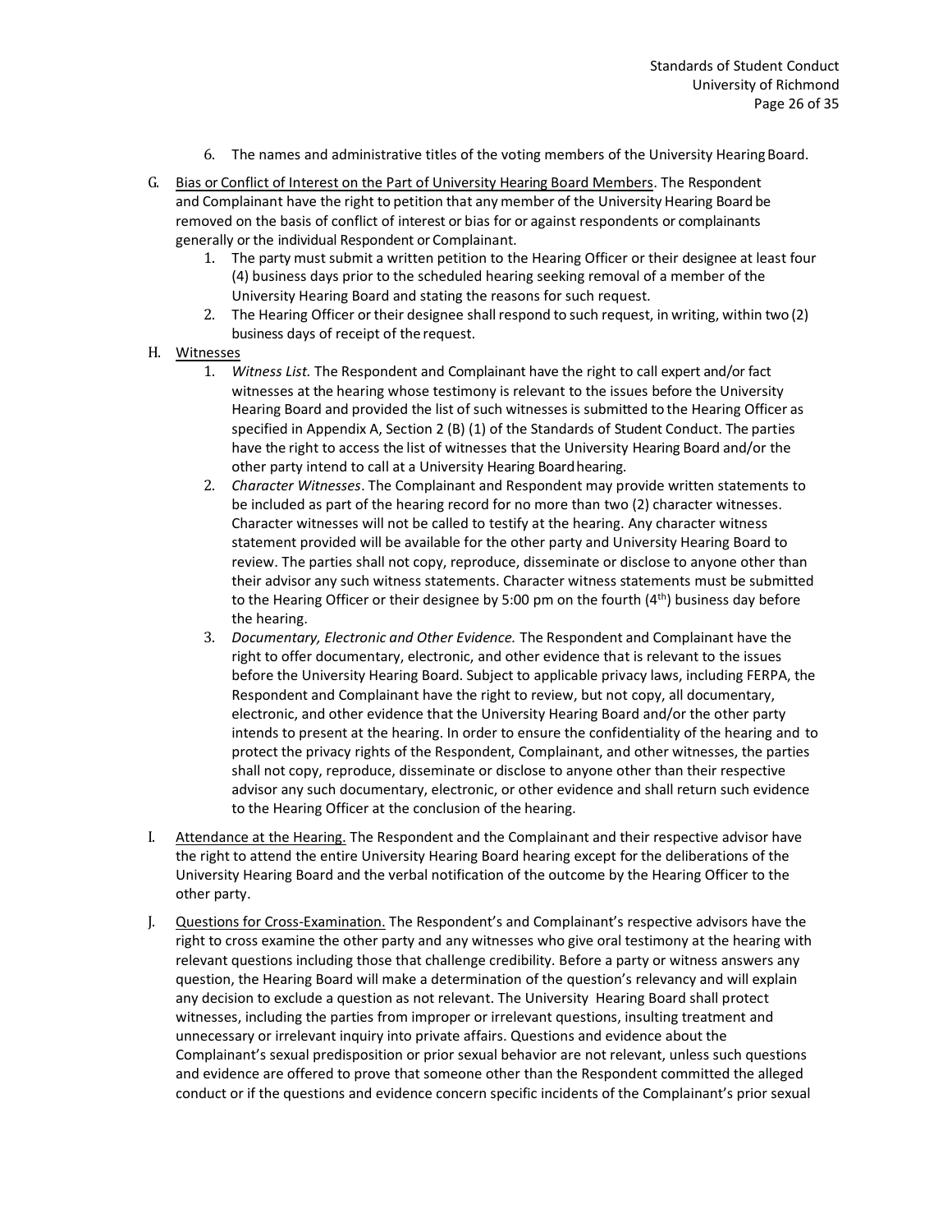6. The names and administrative titles of the voting members of the University Hearing Board.

G. Bias or Conflict of Interest on the Part of University Hearing Board Members. The Respondent and Complainant have the right to petition that any member of the University Hearing Board be removed on the basis of conflict of interest or bias for or against respondents or complainants generally or the individual Respondent or Complainant.
    1. The party must submit a written petition to the Hearing Officer or their designee at least four (4) business days prior to the scheduled hearing seeking removal of a member of the University Hearing Board and stating the reasons for such request.
    2. The Hearing Officer or their designee shall respond to such request, in writing, within two (2) business days of receipt of the request.

H. Witnesses
    1. *Witness List.* The Respondent and Complainant have the right to call expert and/or fact witnesses at the hearing whose testimony is relevant to the issues before the University Hearing Board and provided the list of such witnesses is submitted to the Hearing Officer as specified in Appendix A, Section 2 (B) (1) of the Standards of Student Conduct. The parties have the right to access the list of witnesses that the University Hearing Board and/or the other party intend to call at a University Hearing Board hearing.
    2. *Character Witnesses*. The Complainant and Respondent may provide written statements to be included as part of the hearing record for no more than two (2) character witnesses. Character witnesses will not be called to testify at the hearing. Any character witness statement provided will be available for the other party and University Hearing Board to review. The parties shall not copy, reproduce, disseminate or disclose to anyone other than their advisor any such witness statements. Character witness statements must be submitted to the Hearing Officer or their designee by 5:00 pm on the fourth (4th) business day before the hearing.
    3. *Documentary, Electronic and Other Evidence.* The Respondent and Complainant have the right to offer documentary, electronic, and other evidence that is relevant to the issues before the University Hearing Board. Subject to applicable privacy laws, including FERPA, the Respondent and Complainant have the right to review, but not copy, all documentary, electronic, and other evidence that the University Hearing Board and/or the other party intends to present at the hearing. In order to ensure the confidentiality of the hearing and to protect the privacy rights of the Respondent, Complainant, and other witnesses, the parties shall not copy, reproduce, disseminate or disclose to anyone other than their respective advisor any such documentary, electronic, or other evidence and shall return such evidence to the Hearing Officer at the conclusion of the hearing.

I. Attendance at the Hearing. The Respondent and the Complainant and their respective advisor have the right to attend the entire University Hearing Board hearing except for the deliberations of the University Hearing Board and the verbal notification of the outcome by the Hearing Officer to the other party.

J. Questions for Cross-Examination. The Respondent's and Complainant's respective advisors have the right to cross examine the other party and any witnesses who give oral testimony at the hearing with relevant questions including those that challenge credibility. Before a party or witness answers any question, the Hearing Board will make a determination of the question's relevancy and will explain any decision to exclude a question as not relevant. The University Hearing Board shall protect witnesses, including the parties from improper or irrelevant questions, insulting treatment and unnecessary or irrelevant inquiry into private affairs. Questions and evidence about the Complainant's sexual predisposition or prior sexual behavior are not relevant, unless such questions and evidence are offered to prove that someone other than the Respondent committed the alleged conduct or if the questions and evidence concern specific incidents of the Complainant's prior sexual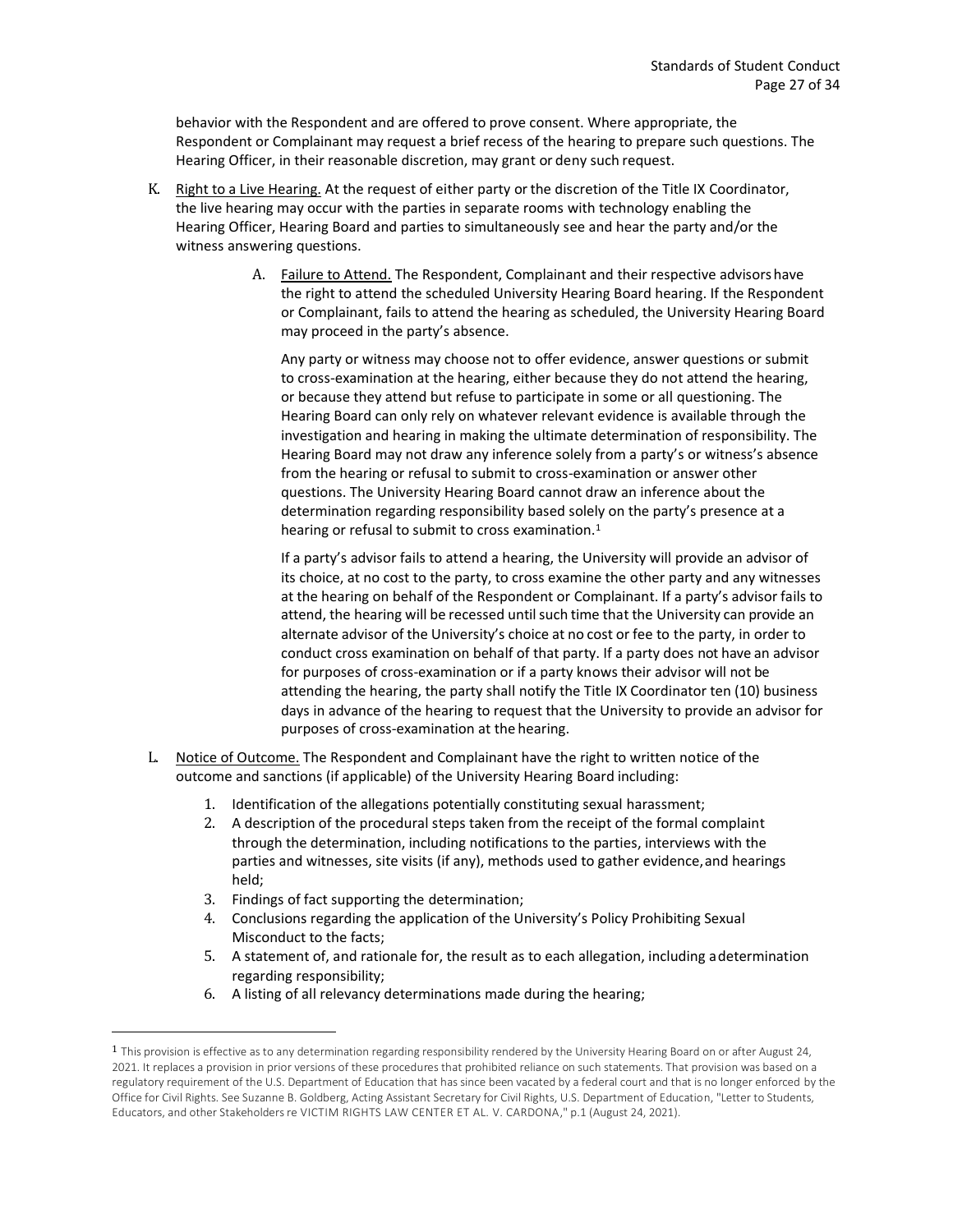behavior with the Respondent and are offered to prove consent. Where appropriate, the Respondent or Complainant may request a brief recess of the hearing to prepare such questions. The Hearing Officer, in their reasonable discretion, may grant or deny such request.

K. Right to a Live Hearing. At the request of either party or the discretion of the Title IX Coordinator, the live hearing may occur with the parties in separate rooms with technology enabling the Hearing Officer, Hearing Board and parties to simultaneously see and hear the party and/or the witness answering questions.

   A. Failure to Attend. The Respondent, Complainant and their respective advisors have the right to attend the scheduled University Hearing Board hearing. If the Respondent or Complainant, fails to attend the hearing as scheduled, the University Hearing Board may proceed in the party's absence.

      Any party or witness may choose not to offer evidence, answer questions or submit to cross-examination at the hearing, either because they do not attend the hearing, or because they attend but refuse to participate in some or all questioning. The Hearing Board can only rely on whatever relevant evidence is available through the investigation and hearing in making the ultimate determination of responsibility. The Hearing Board may not draw any inference solely from a party's or witness's absence from the hearing or refusal to submit to cross-examination or answer other questions. The University Hearing Board cannot draw an inference about the determination regarding responsibility based solely on the party's presence at a hearing or refusal to submit to cross examination.[1]

      If a party's advisor fails to attend a hearing, the University will provide an advisor of its choice, at no cost to the party, to cross examine the other party and any witnesses at the hearing on behalf of the Respondent or Complainant. If a party's advisor fails to attend, the hearing will be recessed until such time that the University can provide an alternate advisor of the University's choice at no cost or fee to the party, in order to conduct cross examination on behalf of that party. If a party does not have an advisor for purposes of cross-examination or if a party knows their advisor will not be attending the hearing, the party shall notify the Title IX Coordinator ten (10) business days in advance of the hearing to request that the University to provide an advisor for purposes of cross-examination at the hearing.

L. Notice of Outcome. The Respondent and Complainant have the right to written notice of the outcome and sanctions (if applicable) of the University Hearing Board including:

   1. Identification of the allegations potentially constituting sexual harassment;
   2. A description of the procedural steps taken from the receipt of the formal complaint through the determination, including notifications to the parties, interviews with the parties and witnesses, site visits (if any), methods used to gather evidence, and hearings held;
   3. Findings of fact supporting the determination;
   4. Conclusions regarding the application of the University's Policy Prohibiting Sexual Misconduct to the facts;
   5. A statement of, and rationale for, the result as to each allegation, including a determination regarding responsibility;
   6. A listing of all relevancy determinations made during the hearing;

---

[1] This provision is effective as to any determination regarding responsibility rendered by the University Hearing Board on or after August 24, 2021. It replaces a provision in prior versions of these procedures that prohibited reliance on such statements. That provision was based on a regulatory requirement of the U.S. Department of Education that has since been vacated by a federal court and that is no longer enforced by the Office for Civil Rights. See Suzanne B. Goldberg, Acting Assistant Secretary for Civil Rights, U.S. Department of Education, "Letter to Students, Educators, and other Stakeholders re VICTIM RIGHTS LAW CENTER ET AL. V. CARDONA," p.1 (August 24, 2021).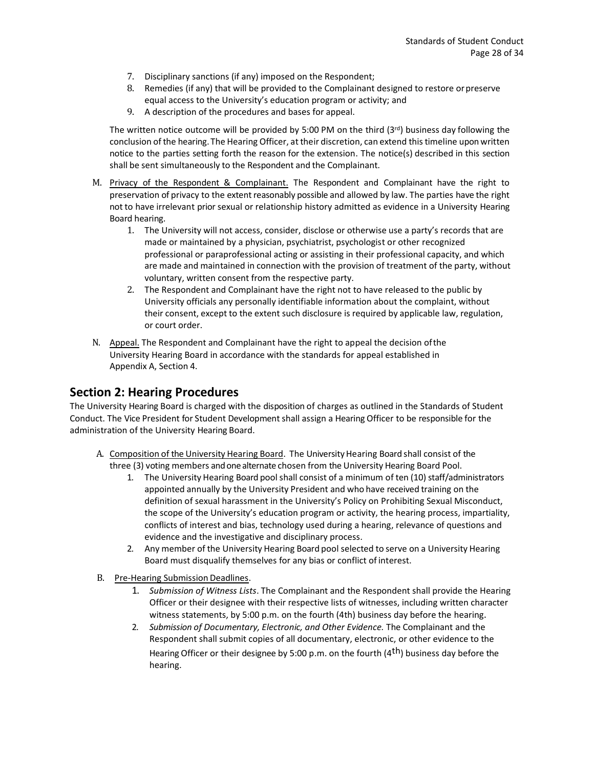7. Disciplinary sanctions (if any) imposed on the Respondent;
8. Remedies (if any) that will be provided to the Complainant designed to restore or preserve equal access to the University's education program or activity; and
9. A description of the procedures and bases for appeal.

The written notice outcome will be provided by 5:00 PM on the third (3rd) business day following the conclusion of the hearing. The Hearing Officer, at their discretion, can extend this timeline upon written notice to the parties setting forth the reason for the extension. The notice(s) described in this section shall be sent simultaneously to the Respondent and the Complainant.

M. Privacy of the Respondent & Complainant. The Respondent and Complainant have the right to preservation of privacy to the extent reasonably possible and allowed by law. The parties have the right not to have irrelevant prior sexual or relationship history admitted as evidence in a University Hearing Board hearing.
   1. The University will not access, consider, disclose or otherwise use a party's records that are made or maintained by a physician, psychiatrist, psychologist or other recognized professional or paraprofessional acting or assisting in their professional capacity, and which are made and maintained in connection with the provision of treatment of the party, without voluntary, written consent from the respective party.
   2. The Respondent and Complainant have the right not to have released to the public by University officials any personally identifiable information about the complaint, without their consent, except to the extent such disclosure is required by applicable law, regulation, or court order.

N. Appeal. The Respondent and Complainant have the right to appeal the decision of the University Hearing Board in accordance with the standards for appeal established in Appendix A, Section 4.

## Section 2: Hearing Procedures

The University Hearing Board is charged with the disposition of charges as outlined in the Standards of Student Conduct. The Vice President for Student Development shall assign a Hearing Officer to be responsible for the administration of the University Hearing Board.

A. Composition of the University Hearing Board. The University Hearing Board shall consist of the three (3) voting members and one alternate chosen from the University Hearing Board Pool.
   1. The University Hearing Board pool shall consist of a minimum of ten (10) staff/administrators appointed annually by the University President and who have received training on the definition of sexual harassment in the University's Policy on Prohibiting Sexual Misconduct, the scope of the University's education program or activity, the hearing process, impartiality, conflicts of interest and bias, technology used during a hearing, relevance of questions and evidence and the investigative and disciplinary process.
   2. Any member of the University Hearing Board pool selected to serve on a University Hearing Board must disqualify themselves for any bias or conflict of interest.

B. Pre-Hearing Submission Deadlines.
   1. *Submission of Witness Lists*. The Complainant and the Respondent shall provide the Hearing Officer or their designee with their respective lists of witnesses, including written character witness statements, by 5:00 p.m. on the fourth (4th) business day before the hearing.
   2. *Submission of Documentary, Electronic, and Other Evidence.* The Complainant and the Respondent shall submit copies of all documentary, electronic, or other evidence to the Hearing Officer or their designee by 5:00 p.m. on the fourth (4th) business day before the hearing.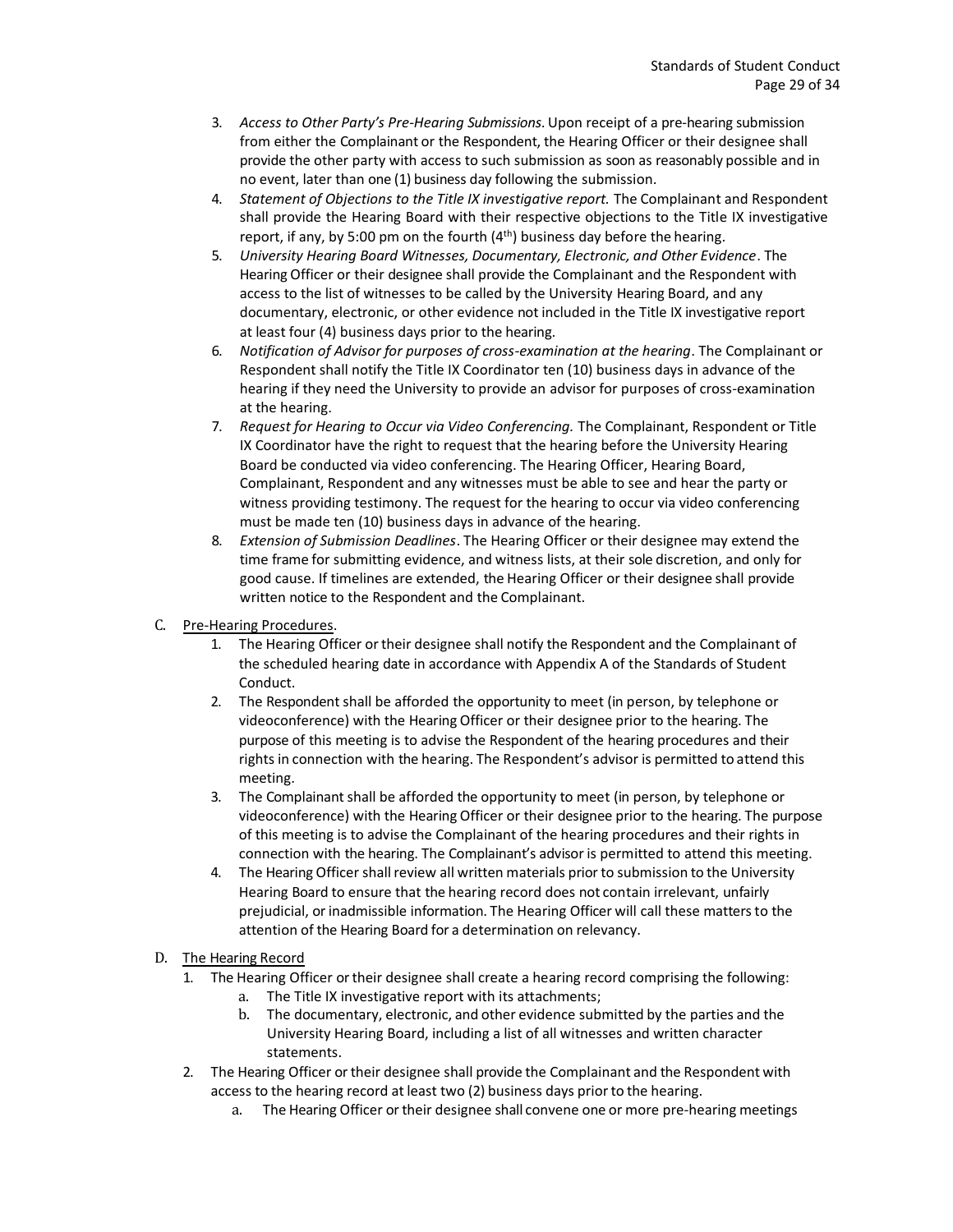3. *Access to Other Party's Pre-Hearing Submissions*. Upon receipt of a pre-hearing submission from either the Complainant or the Respondent, the Hearing Officer or their designee shall provide the other party with access to such submission as soon as reasonably possible and in no event, later than one (1) business day following the submission.
4. *Statement of Objections to the Title IX investigative report.* The Complainant and Respondent shall provide the Hearing Board with their respective objections to the Title IX investigative report, if any, by 5:00 pm on the fourth (4th) business day before the hearing.
5. *University Hearing Board Witnesses, Documentary, Electronic, and Other Evidence*. The Hearing Officer or their designee shall provide the Complainant and the Respondent with access to the list of witnesses to be called by the University Hearing Board, and any documentary, electronic, or other evidence not included in the Title IX investigative report at least four (4) business days prior to the hearing.
6. *Notification of Advisor for purposes of cross-examination at the hearing*. The Complainant or Respondent shall notify the Title IX Coordinator ten (10) business days in advance of the hearing if they need the University to provide an advisor for purposes of cross-examination at the hearing.
7. *Request for Hearing to Occur via Video Conferencing.* The Complainant, Respondent or Title IX Coordinator have the right to request that the hearing before the University Hearing Board be conducted via video conferencing. The Hearing Officer, Hearing Board, Complainant, Respondent and any witnesses must be able to see and hear the party or witness providing testimony. The request for the hearing to occur via video conferencing must be made ten (10) business days in advance of the hearing.
8. *Extension of Submission Deadlines*. The Hearing Officer or their designee may extend the time frame for submitting evidence, and witness lists, at their sole discretion, and only for good cause. If timelines are extended, the Hearing Officer or their designee shall provide written notice to the Respondent and the Complainant.

C. Pre-Hearing Procedures.

1. The Hearing Officer or their designee shall notify the Respondent and the Complainant of the scheduled hearing date in accordance with Appendix A of the Standards of Student Conduct.
2. The Respondent shall be afforded the opportunity to meet (in person, by telephone or videoconference) with the Hearing Officer or their designee prior to the hearing. The purpose of this meeting is to advise the Respondent of the hearing procedures and their rights in connection with the hearing. The Respondent's advisor is permitted to attend this meeting.
3. The Complainant shall be afforded the opportunity to meet (in person, by telephone or videoconference) with the Hearing Officer or their designee prior to the hearing. The purpose of this meeting is to advise the Complainant of the hearing procedures and their rights in connection with the hearing. The Complainant's advisor is permitted to attend this meeting.
4. The Hearing Officer shall review all written materials prior to submission to the University Hearing Board to ensure that the hearing record does not contain irrelevant, unfairly prejudicial, or inadmissible information. The Hearing Officer will call these matters to the attention of the Hearing Board for a determination on relevancy.

D. The Hearing Record

1. The Hearing Officer or their designee shall create a hearing record comprising the following:
   a. The Title IX investigative report with its attachments;
   b. The documentary, electronic, and other evidence submitted by the parties and the University Hearing Board, including a list of all witnesses and written character statements.
2. The Hearing Officer or their designee shall provide the Complainant and the Respondent with access to the hearing record at least two (2) business days prior to the hearing.
   a. The Hearing Officer or their designee shall convene one or more pre-hearing meetings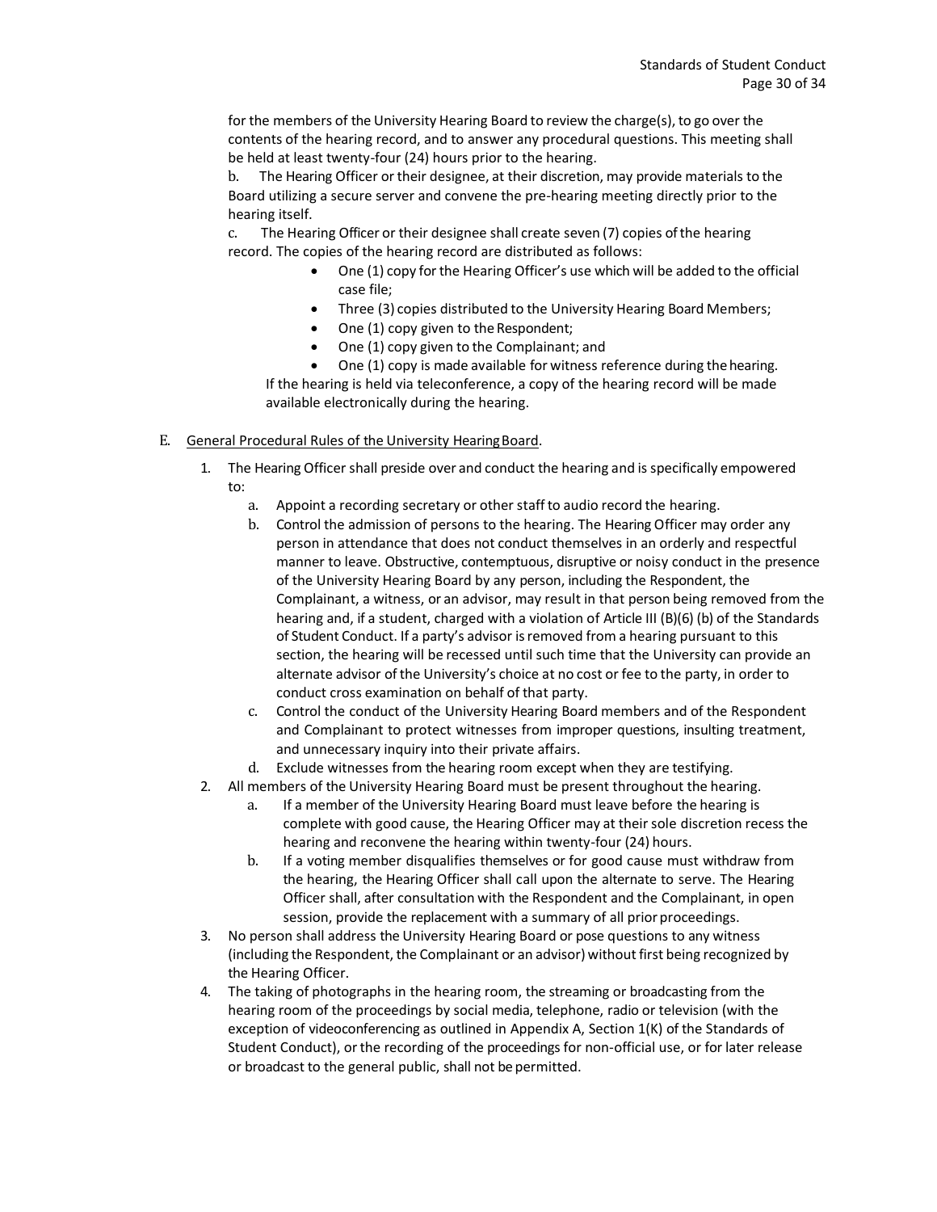for the members of the University Hearing Board to review the charge(s), to go over the contents of the hearing record, and to answer any procedural questions. This meeting shall be held at least twenty-four (24) hours prior to the hearing.

b. The Hearing Officer or their designee, at their discretion, may provide materials to the Board utilizing a secure server and convene the pre-hearing meeting directly prior to the hearing itself.

c. The Hearing Officer or their designee shall create seven (7) copies of the hearing record. The copies of the hearing record are distributed as follows:

- One (1) copy for the Hearing Officer's use which will be added to the official case file;
- Three (3) copies distributed to the University Hearing Board Members;
- One (1) copy given to the Respondent;
- One (1) copy given to the Complainant; and
- One (1) copy is made available for witness reference during the hearing.

If the hearing is held via teleconference, a copy of the hearing record will be made available electronically during the hearing.

E. <u>General Procedural Rules of the University Hearing Board</u>.

1. The Hearing Officer shall preside over and conduct the hearing and is specifically empowered to:
   a. Appoint a recording secretary or other staff to audio record the hearing.
   b. Control the admission of persons to the hearing. The Hearing Officer may order any person in attendance that does not conduct themselves in an orderly and respectful manner to leave. Obstructive, contemptuous, disruptive or noisy conduct in the presence of the University Hearing Board by any person, including the Respondent, the Complainant, a witness, or an advisor, may result in that person being removed from the hearing and, if a student, charged with a violation of Article III (B)(6) (b) of the Standards of Student Conduct. If a party's advisor is removed from a hearing pursuant to this section, the hearing will be recessed until such time that the University can provide an alternate advisor of the University's choice at no cost or fee to the party, in order to conduct cross examination on behalf of that party.
   c. Control the conduct of the University Hearing Board members and of the Respondent and Complainant to protect witnesses from improper questions, insulting treatment, and unnecessary inquiry into their private affairs.
   d. Exclude witnesses from the hearing room except when they are testifying.
2. All members of the University Hearing Board must be present throughout the hearing.
   a. If a member of the University Hearing Board must leave before the hearing is complete with good cause, the Hearing Officer may at their sole discretion recess the hearing and reconvene the hearing within twenty-four (24) hours.
   b. If a voting member disqualifies themselves or for good cause must withdraw from the hearing, the Hearing Officer shall call upon the alternate to serve. The Hearing Officer shall, after consultation with the Respondent and the Complainant, in open session, provide the replacement with a summary of all prior proceedings.
3. No person shall address the University Hearing Board or pose questions to any witness (including the Respondent, the Complainant or an advisor) without first being recognized by the Hearing Officer.
4. The taking of photographs in the hearing room, the streaming or broadcasting from the hearing room of the proceedings by social media, telephone, radio or television (with the exception of videoconferencing as outlined in Appendix A, Section 1(K) of the Standards of Student Conduct), or the recording of the proceedings for non-official use, or for later release or broadcast to the general public, shall not be permitted.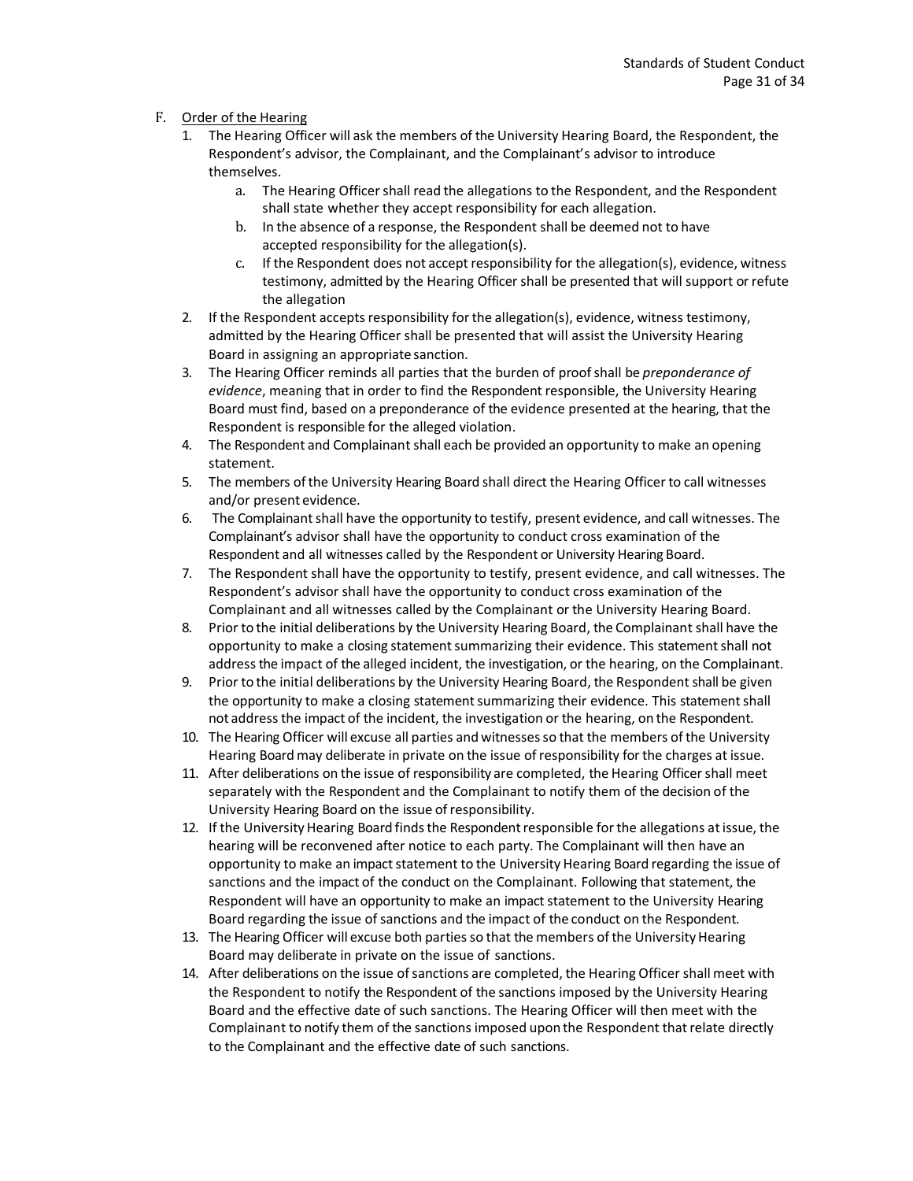F. Order of the Hearing

1. The Hearing Officer will ask the members of the University Hearing Board, the Respondent, the Respondent's advisor, the Complainant, and the Complainant's advisor to introduce themselves.
    a. The Hearing Officer shall read the allegations to the Respondent, and the Respondent shall state whether they accept responsibility for each allegation.
    b. In the absence of a response, the Respondent shall be deemed not to have accepted responsibility for the allegation(s).
    c. If the Respondent does not accept responsibility for the allegation(s), evidence, witness testimony, admitted by the Hearing Officer shall be presented that will support or refute the allegation
2. If the Respondent accepts responsibility for the allegation(s), evidence, witness testimony, admitted by the Hearing Officer shall be presented that will assist the University Hearing Board in assigning an appropriate sanction.
3. The Hearing Officer reminds all parties that the burden of proof shall be *preponderance of evidence*, meaning that in order to find the Respondent responsible, the University Hearing Board must find, based on a preponderance of the evidence presented at the hearing, that the Respondent is responsible for the alleged violation.
4. The Respondent and Complainant shall each be provided an opportunity to make an opening statement.
5. The members of the University Hearing Board shall direct the Hearing Officer to call witnesses and/or present evidence.
6. The Complainant shall have the opportunity to testify, present evidence, and call witnesses. The Complainant's advisor shall have the opportunity to conduct cross examination of the Respondent and all witnesses called by the Respondent or University Hearing Board.
7. The Respondent shall have the opportunity to testify, present evidence, and call witnesses. The Respondent's advisor shall have the opportunity to conduct cross examination of the Complainant and all witnesses called by the Complainant or the University Hearing Board.
8. Prior to the initial deliberations by the University Hearing Board, the Complainant shall have the opportunity to make a closing statement summarizing their evidence. This statement shall not address the impact of the alleged incident, the investigation, or the hearing, on the Complainant.
9. Prior to the initial deliberations by the University Hearing Board, the Respondent shall be given the opportunity to make a closing statement summarizing their evidence. This statement shall not address the impact of the incident, the investigation or the hearing, on the Respondent.
10. The Hearing Officer will excuse all parties and witnesses so that the members of the University Hearing Board may deliberate in private on the issue of responsibility for the charges at issue.
11. After deliberations on the issue of responsibility are completed, the Hearing Officer shall meet separately with the Respondent and the Complainant to notify them of the decision of the University Hearing Board on the issue of responsibility.
12. If the University Hearing Board finds the Respondent responsible for the allegations at issue, the hearing will be reconvened after notice to each party. The Complainant will then have an opportunity to make an impact statement to the University Hearing Board regarding the issue of sanctions and the impact of the conduct on the Complainant. Following that statement, the Respondent will have an opportunity to make an impact statement to the University Hearing Board regarding the issue of sanctions and the impact of the conduct on the Respondent.
13. The Hearing Officer will excuse both parties so that the members of the University Hearing Board may deliberate in private on the issue of sanctions.
14. After deliberations on the issue of sanctions are completed, the Hearing Officer shall meet with the Respondent to notify the Respondent of the sanctions imposed by the University Hearing Board and the effective date of such sanctions. The Hearing Officer will then meet with the Complainant to notify them of the sanctions imposed upon the Respondent that relate directly to the Complainant and the effective date of such sanctions.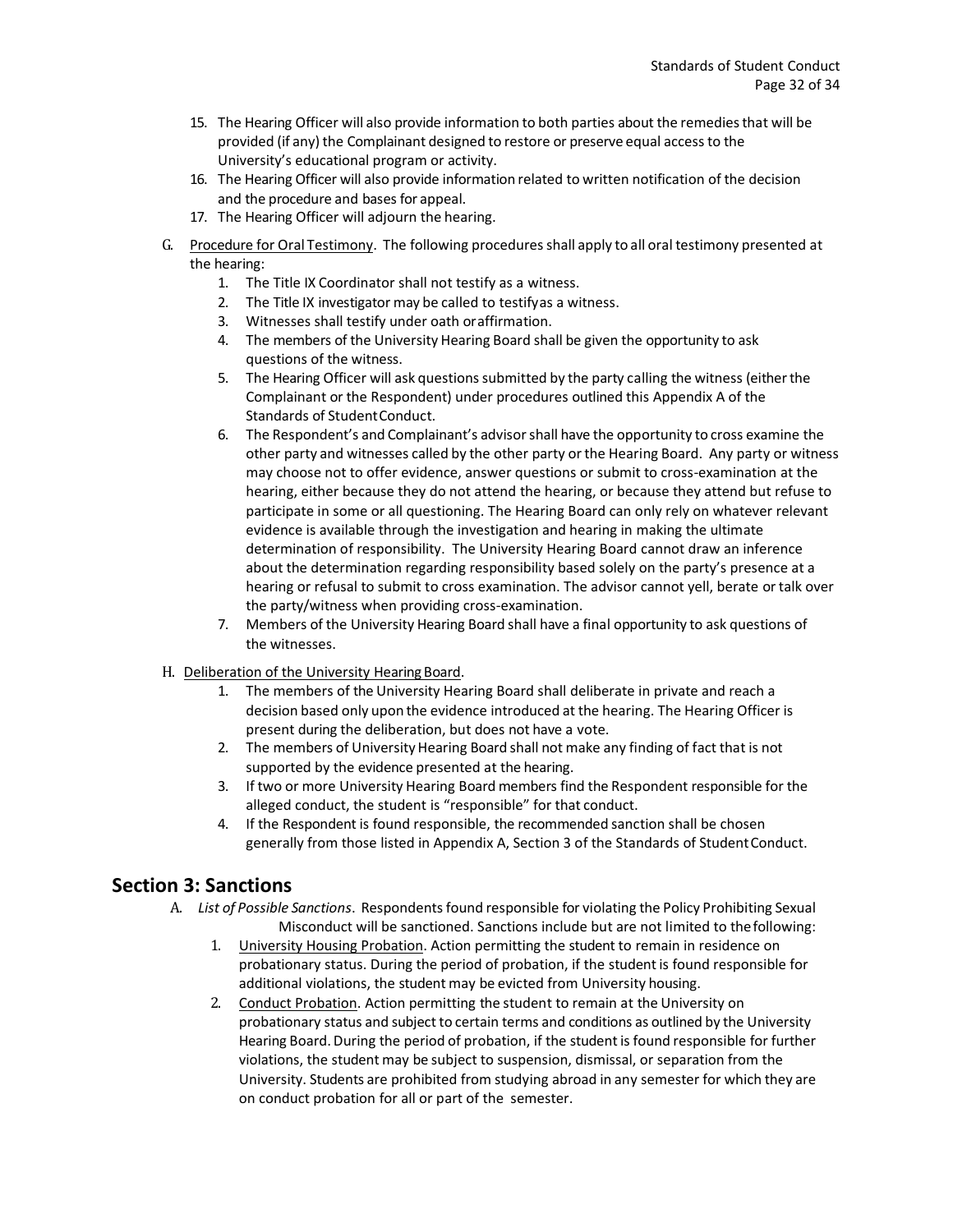15. The Hearing Officer will also provide information to both parties about the remedies that will be provided (if any) the Complainant designed to restore or preserve equal access to the University's educational program or activity.
16. The Hearing Officer will also provide information related to written notification of the decision and the procedure and bases for appeal.
17. The Hearing Officer will adjourn the hearing.

G. Procedure for Oral Testimony. The following procedures shall apply to all oral testimony presented at the hearing:
    1. The Title IX Coordinator shall not testify as a witness.
    2. The Title IX investigator may be called to testify as a witness.
    3. Witnesses shall testify under oath or affirmation.
    4. The members of the University Hearing Board shall be given the opportunity to ask questions of the witness.
    5. The Hearing Officer will ask questions submitted by the party calling the witness (either the Complainant or the Respondent) under procedures outlined this Appendix A of the Standards of Student Conduct.
    6. The Respondent's and Complainant's advisor shall have the opportunity to cross examine the other party and witnesses called by the other party or the Hearing Board. Any party or witness may choose not to offer evidence, answer questions or submit to cross-examination at the hearing, either because they do not attend the hearing, or because they attend but refuse to participate in some or all questioning. The Hearing Board can only rely on whatever relevant evidence is available through the investigation and hearing in making the ultimate determination of responsibility. The University Hearing Board cannot draw an inference about the determination regarding responsibility based solely on the party's presence at a hearing or refusal to submit to cross examination. The advisor cannot yell, berate or talk over the party/witness when providing cross-examination.
    7. Members of the University Hearing Board shall have a final opportunity to ask questions of the witnesses.

H. Deliberation of the University Hearing Board.
    1. The members of the University Hearing Board shall deliberate in private and reach a decision based only upon the evidence introduced at the hearing. The Hearing Officer is present during the deliberation, but does not have a vote.
    2. The members of University Hearing Board shall not make any finding of fact that is not supported by the evidence presented at the hearing.
    3. If two or more University Hearing Board members find the Respondent responsible for the alleged conduct, the student is "responsible" for that conduct.
    4. If the Respondent is found responsible, the recommended sanction shall be chosen generally from those listed in Appendix A, Section 3 of the Standards of Student Conduct.

## Section 3: Sanctions

A. *List of Possible Sanctions*. Respondents found responsible for violating the Policy Prohibiting Sexual Misconduct will be sanctioned. Sanctions include but are not limited to the following:
    1. University Housing Probation. Action permitting the student to remain in residence on probationary status. During the period of probation, if the student is found responsible for additional violations, the student may be evicted from University housing.
    2. Conduct Probation. Action permitting the student to remain at the University on probationary status and subject to certain terms and conditions as outlined by the University Hearing Board. During the period of probation, if the student is found responsible for further violations, the student may be subject to suspension, dismissal, or separation from the University. Students are prohibited from studying abroad in any semester for which they are on conduct probation for all or part of the semester.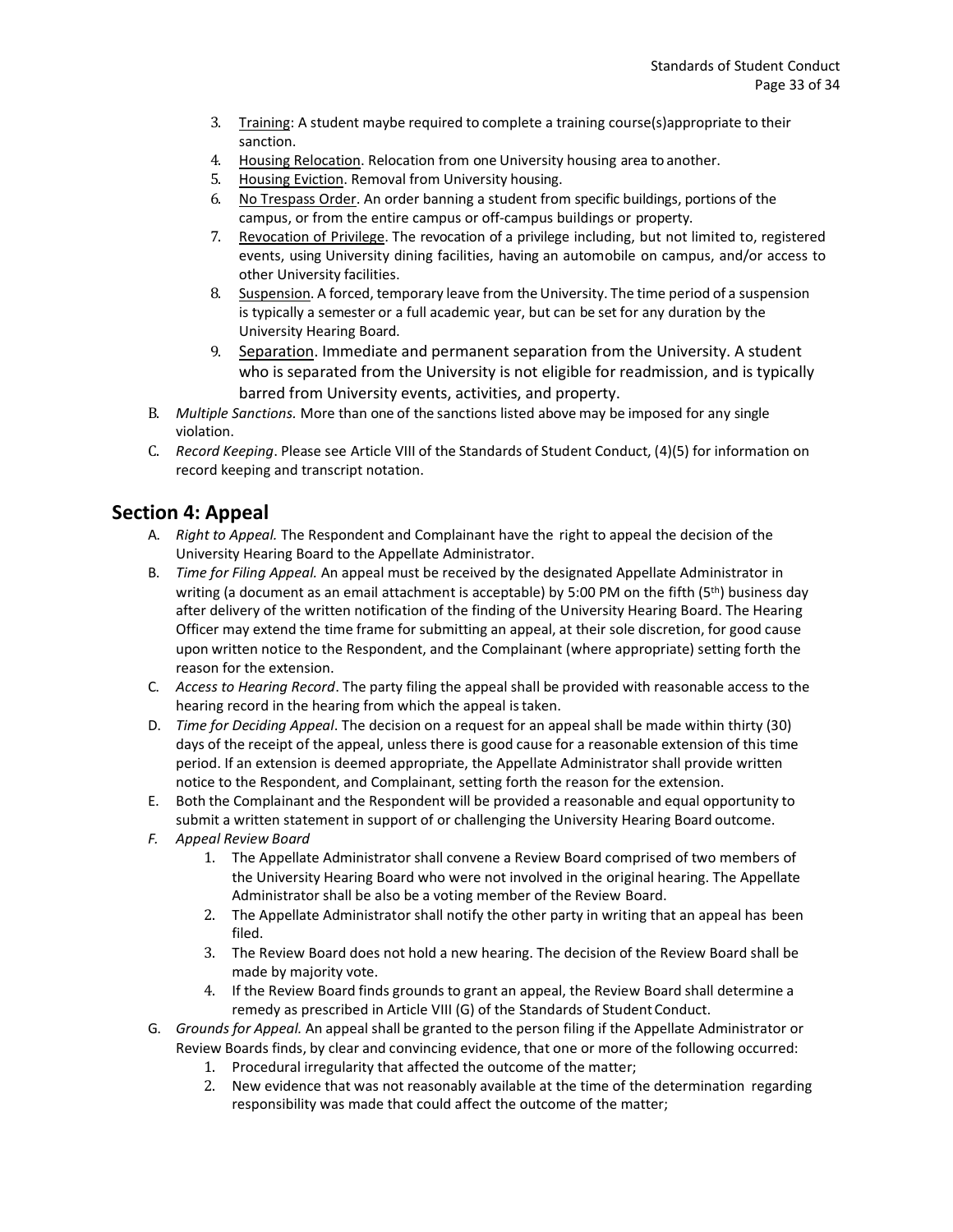3. Training: A student maybe required to complete a training course(s)appropriate to their sanction.
4. Housing Relocation. Relocation from one University housing area to another.
5. Housing Eviction. Removal from University housing.
6. No Trespass Order. An order banning a student from specific buildings, portions of the campus, or from the entire campus or off-campus buildings or property.
7. Revocation of Privilege. The revocation of a privilege including, but not limited to, registered events, using University dining facilities, having an automobile on campus, and/or access to other University facilities.
8. Suspension. A forced, temporary leave from the University. The time period of a suspension is typically a semester or a full academic year, but can be set for any duration by the University Hearing Board.
9. Separation. Immediate and permanent separation from the University. A student who is separated from the University is not eligible for readmission, and is typically barred from University events, activities, and property.

B. *Multiple Sanctions.* More than one of the sanctions listed above may be imposed for any single violation.

C. *Record Keeping*. Please see Article VIII of the Standards of Student Conduct, (4)(5) for information on record keeping and transcript notation.

## Section 4: Appeal

A. *Right to Appeal.* The Respondent and Complainant have the right to appeal the decision of the University Hearing Board to the Appellate Administrator.

B. *Time for Filing Appeal.* An appeal must be received by the designated Appellate Administrator in writing (a document as an email attachment is acceptable) by 5:00 PM on the fifth (5th) business day after delivery of the written notification of the finding of the University Hearing Board. The Hearing Officer may extend the time frame for submitting an appeal, at their sole discretion, for good cause upon written notice to the Respondent, and the Complainant (where appropriate) setting forth the reason for the extension.

C. *Access to Hearing Record*. The party filing the appeal shall be provided with reasonable access to the hearing record in the hearing from which the appeal is taken.

D. *Time for Deciding Appeal*. The decision on a request for an appeal shall be made within thirty (30) days of the receipt of the appeal, unless there is good cause for a reasonable extension of this time period. If an extension is deemed appropriate, the Appellate Administrator shall provide written notice to the Respondent, and Complainant, setting forth the reason for the extension.

E. Both the Complainant and the Respondent will be provided a reasonable and equal opportunity to submit a written statement in support of or challenging the University Hearing Board outcome.

F. *Appeal Review Board*
1. The Appellate Administrator shall convene a Review Board comprised of two members of the University Hearing Board who were not involved in the original hearing. The Appellate Administrator shall be also be a voting member of the Review Board.
2. The Appellate Administrator shall notify the other party in writing that an appeal has been filed.
3. The Review Board does not hold a new hearing. The decision of the Review Board shall be made by majority vote.
4. If the Review Board finds grounds to grant an appeal, the Review Board shall determine a remedy as prescribed in Article VIII (G) of the Standards of Student Conduct.

G. *Grounds for Appeal.* An appeal shall be granted to the person filing if the Appellate Administrator or Review Boards finds, by clear and convincing evidence, that one or more of the following occurred:
1. Procedural irregularity that affected the outcome of the matter;
2. New evidence that was not reasonably available at the time of the determination regarding responsibility was made that could affect the outcome of the matter;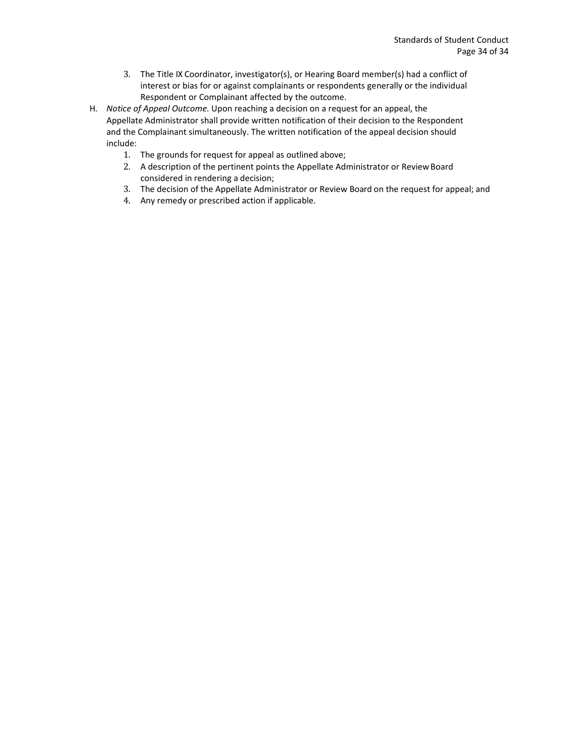3. The Title IX Coordinator, investigator(s), or Hearing Board member(s) had a conflict of interest or bias for or against complainants or respondents generally or the individual Respondent or Complainant affected by the outcome.

H. *Notice of Appeal Outcome.* Upon reaching a decision on a request for an appeal, the Appellate Administrator shall provide written notification of their decision to the Respondent and the Complainant simultaneously. The written notification of the appeal decision should include:
   1. The grounds for request for appeal as outlined above;
   2. A description of the pertinent points the Appellate Administrator or Review Board considered in rendering a decision;
   3. The decision of the Appellate Administrator or Review Board on the request for appeal; and
   4. Any remedy or prescribed action if applicable.